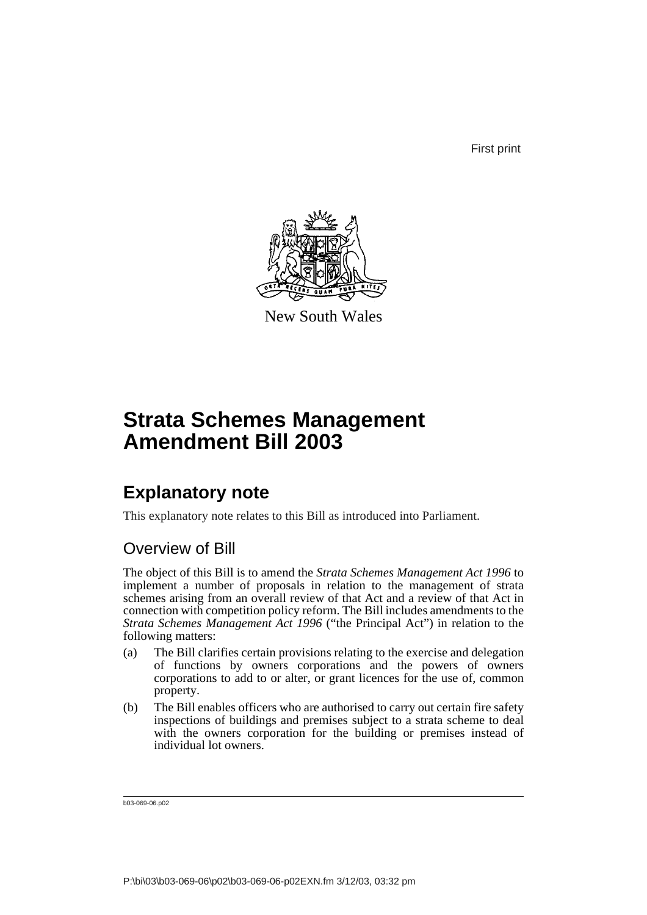First print

New South Wales

# Strata Schemes Management Amendment Bill 2003

## Explanatory note

This explanatory note relates to this Bill as introduced into Parliament.

### Overview of Bill

The object of this Bill is to amend the *Strata Schemes Management Act 1996* to implement a number of proposals in relation to the management of strata schemes arising from an overall review of that Act and a review of that Act in connection with competition policy reform. The Bill includes amendments to the *Strata Schemes Management Act 1996* ("the Principal Act") in relation to the following matters:

(a) The Bill clarifies certain provisions relating to the exercise and delegation of functions by owners corporations and the powers of owners corporations to add to or alter, or grant licences for the use of, common property.

(b) The Bill enables officers who are authorised to carry out certain fire safety inspections of buildings and premises subject to a strata scheme to deal with the owners corporation for the building or premises instead of individual lot owners.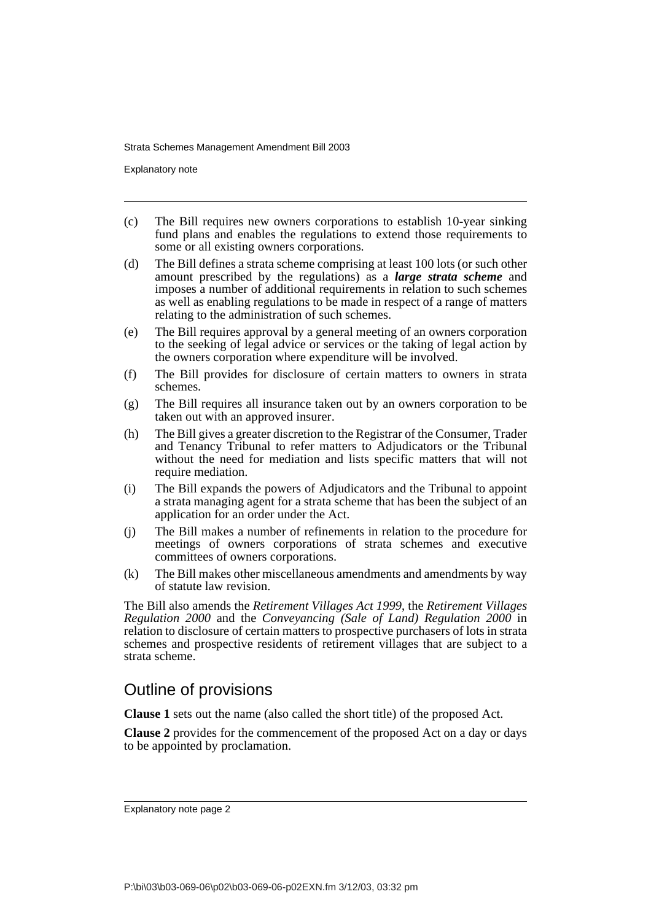(c) The Bill requires new owners corporations to establish 10-year sinking fund plans and enables the regulations to extend those requirements to some or all existing owners corporations.

(d) The Bill defines a strata scheme comprising at least 100 lots (or such other amount prescribed by the regulations) as a ***large strata scheme*** and imposes a number of additional requirements in relation to such schemes as well as enabling regulations to be made in respect of a range of matters relating to the administration of such schemes.

(e) The Bill requires approval by a general meeting of an owners corporation to the seeking of legal advice or services or the taking of legal action by the owners corporation where expenditure will be involved.

(f) The Bill provides for disclosure of certain matters to owners in strata schemes.

(g) The Bill requires all insurance taken out by an owners corporation to be taken out with an approved insurer.

(h) The Bill gives a greater discretion to the Registrar of the Consumer, Trader and Tenancy Tribunal to refer matters to Adjudicators or the Tribunal without the need for mediation and lists specific matters that will not require mediation.

(i) The Bill expands the powers of Adjudicators and the Tribunal to appoint a strata managing agent for a strata scheme that has been the subject of an application for an order under the Act.

(j) The Bill makes a number of refinements in relation to the procedure for meetings of owners corporations of strata schemes and executive committees of owners corporations.

(k) The Bill makes other miscellaneous amendments and amendments by way of statute law revision.

The Bill also amends the *Retirement Villages Act 1999*, the *Retirement Villages Regulation 2000* and the *Conveyancing (Sale of Land) Regulation 2000* in relation to disclosure of certain matters to prospective purchasers of lots in strata schemes and prospective residents of retirement villages that are subject to a strata scheme.

## Outline of provisions

**Clause 1** sets out the name (also called the short title) of the proposed Act.

**Clause 2** provides for the commencement of the proposed Act on a day or days to be appointed by proclamation.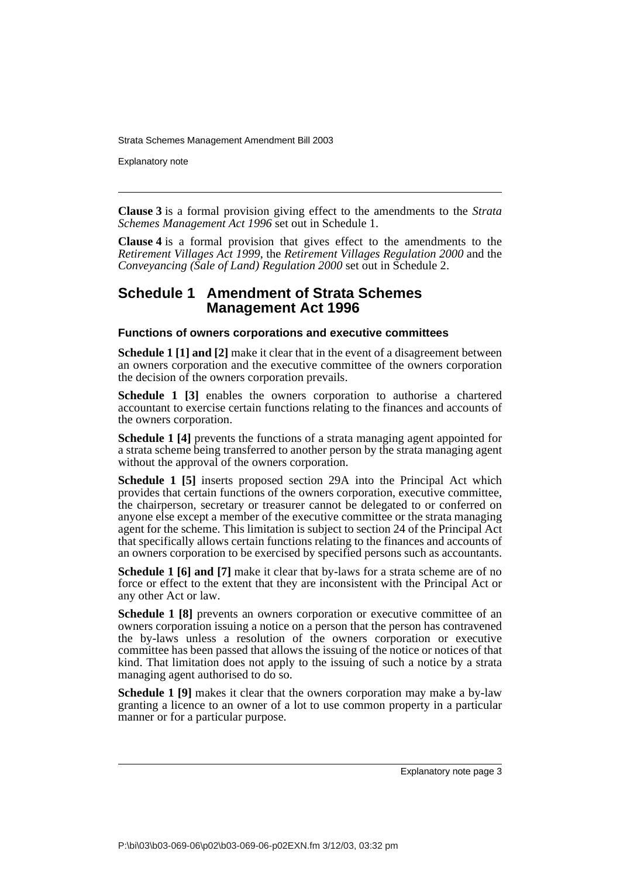**Clause 3** is a formal provision giving effect to the amendments to the *Strata Schemes Management Act 1996* set out in Schedule 1.

**Clause 4** is a formal provision that gives effect to the amendments to the *Retirement Villages Act 1999*, the *Retirement Villages Regulation 2000* and the *Conveyancing (Sale of Land) Regulation 2000* set out in Schedule 2.

## Schedule 1 Amendment of Strata Schemes Management Act 1996

### Functions of owners corporations and executive committees

**Schedule 1 [1] and [2]** make it clear that in the event of a disagreement between an owners corporation and the executive committee of the owners corporation the decision of the owners corporation prevails.

**Schedule 1 [3]** enables the owners corporation to authorise a chartered accountant to exercise certain functions relating to the finances and accounts of the owners corporation.

**Schedule 1 [4]** prevents the functions of a strata managing agent appointed for a strata scheme being transferred to another person by the strata managing agent without the approval of the owners corporation.

**Schedule 1 [5]** inserts proposed section 29A into the Principal Act which provides that certain functions of the owners corporation, executive committee, the chairperson, secretary or treasurer cannot be delegated to or conferred on anyone else except a member of the executive committee or the strata managing agent for the scheme. This limitation is subject to section 24 of the Principal Act that specifically allows certain functions relating to the finances and accounts of an owners corporation to be exercised by specified persons such as accountants.

**Schedule 1 [6] and [7]** make it clear that by-laws for a strata scheme are of no force or effect to the extent that they are inconsistent with the Principal Act or any other Act or law.

**Schedule 1 [8]** prevents an owners corporation or executive committee of an owners corporation issuing a notice on a person that the person has contravened the by-laws unless a resolution of the owners corporation or executive committee has been passed that allows the issuing of the notice or notices of that kind. That limitation does not apply to the issuing of such a notice by a strata managing agent authorised to do so.

**Schedule 1 [9]** makes it clear that the owners corporation may make a by-law granting a licence to an owner of a lot to use common property in a particular manner or for a particular purpose.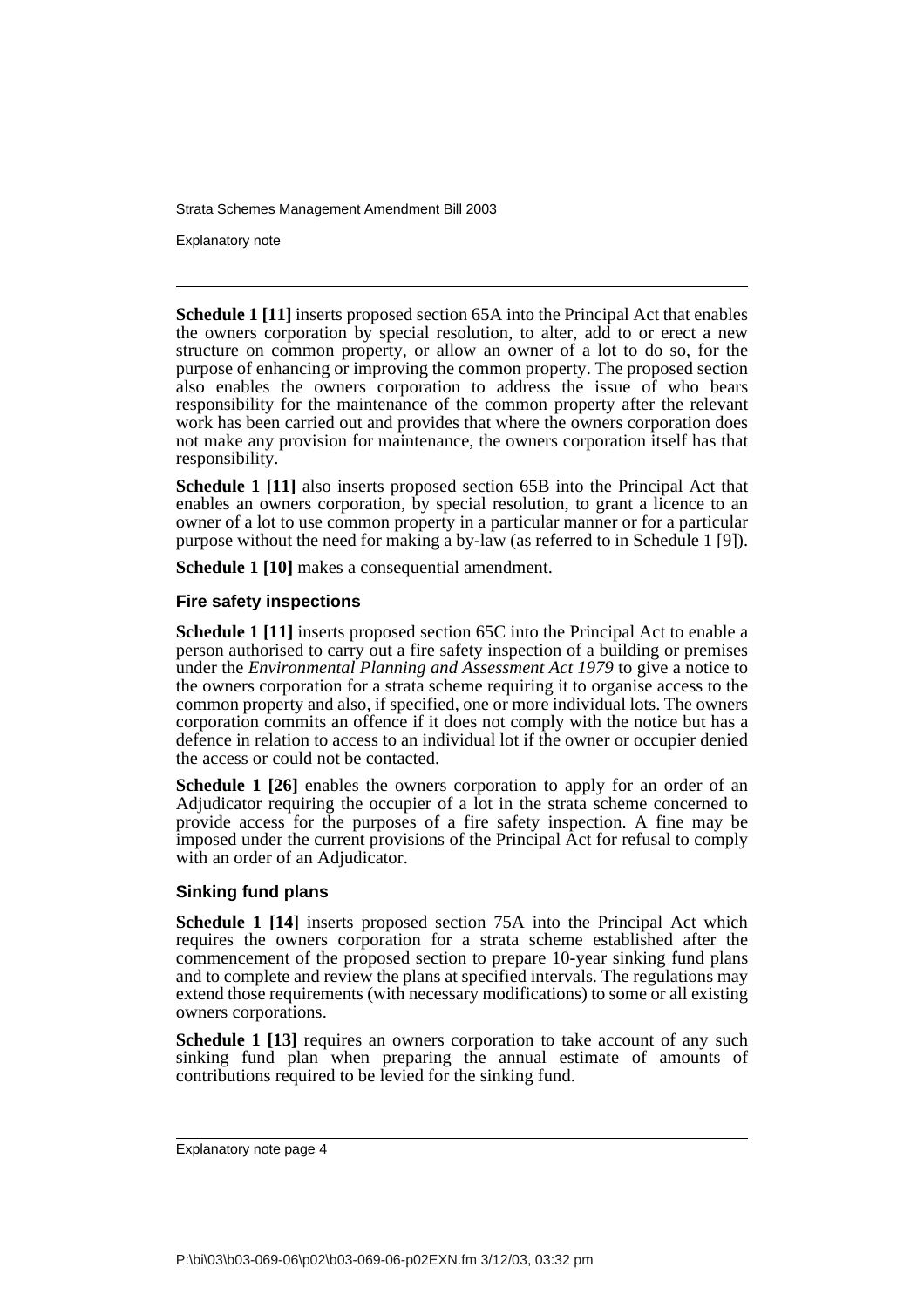**Schedule 1 [11]** inserts proposed section 65A into the Principal Act that enables the owners corporation by special resolution, to alter, add to or erect a new structure on common property, or allow an owner of a lot to do so, for the purpose of enhancing or improving the common property. The proposed section also enables the owners corporation to address the issue of who bears responsibility for the maintenance of the common property after the relevant work has been carried out and provides that where the owners corporation does not make any provision for maintenance, the owners corporation itself has that responsibility.

**Schedule 1 [11]** also inserts proposed section 65B into the Principal Act that enables an owners corporation, by special resolution, to grant a licence to an owner of a lot to use common property in a particular manner or for a particular purpose without the need for making a by-law (as referred to in Schedule 1 [9]).

**Schedule 1 [10]** makes a consequential amendment.

### Fire safety inspections

**Schedule 1 [11]** inserts proposed section 65C into the Principal Act to enable a person authorised to carry out a fire safety inspection of a building or premises under the *Environmental Planning and Assessment Act 1979* to give a notice to the owners corporation for a strata scheme requiring it to organise access to the common property and also, if specified, one or more individual lots. The owners corporation commits an offence if it does not comply with the notice but has a defence in relation to access to an individual lot if the owner or occupier denied the access or could not be contacted.

**Schedule 1 [26]** enables the owners corporation to apply for an order of an Adjudicator requiring the occupier of a lot in the strata scheme concerned to provide access for the purposes of a fire safety inspection. A fine may be imposed under the current provisions of the Principal Act for refusal to comply with an order of an Adjudicator.

### Sinking fund plans

**Schedule 1 [14]** inserts proposed section 75A into the Principal Act which requires the owners corporation for a strata scheme established after the commencement of the proposed section to prepare 10-year sinking fund plans and to complete and review the plans at specified intervals. The regulations may extend those requirements (with necessary modifications) to some or all existing owners corporations.

**Schedule 1 [13]** requires an owners corporation to take account of any such sinking fund plan when preparing the annual estimate of amounts of contributions required to be levied for the sinking fund.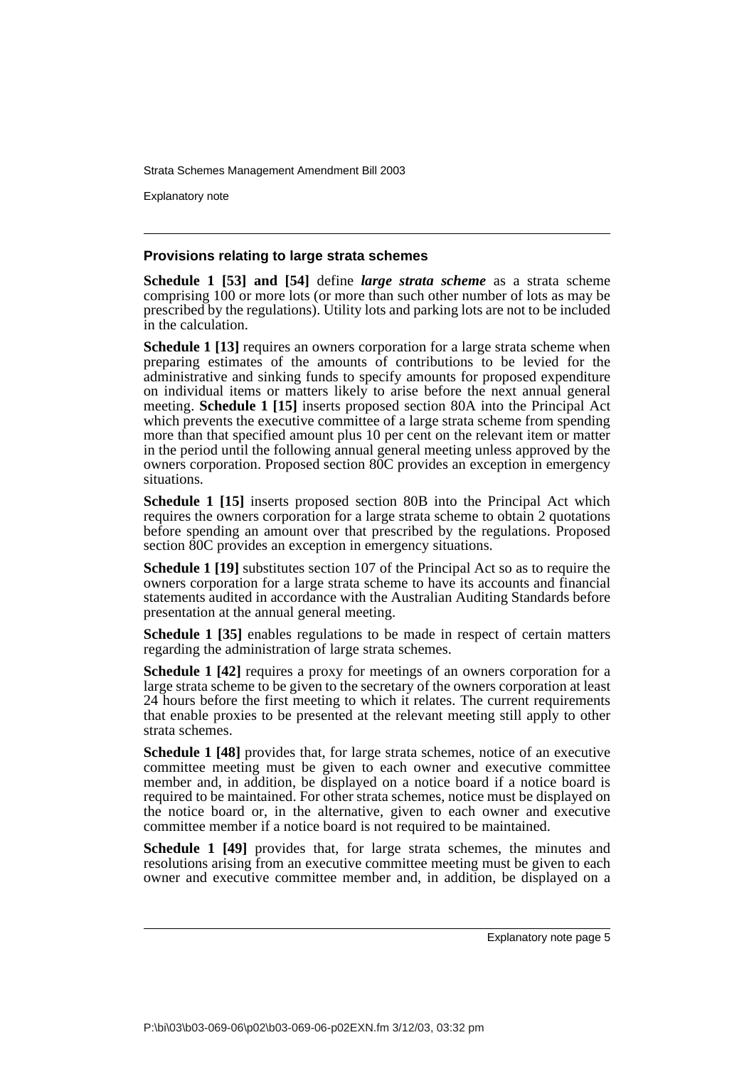### Provisions relating to large strata schemes

**Schedule 1 [53] and [54]** define ***large strata scheme*** as a strata scheme comprising 100 or more lots (or more than such other number of lots as may be prescribed by the regulations). Utility lots and parking lots are not to be included in the calculation.

**Schedule 1 [13]** requires an owners corporation for a large strata scheme when preparing estimates of the amounts of contributions to be levied for the administrative and sinking funds to specify amounts for proposed expenditure on individual items or matters likely to arise before the next annual general meeting. **Schedule 1 [15]** inserts proposed section 80A into the Principal Act which prevents the executive committee of a large strata scheme from spending more than that specified amount plus 10 per cent on the relevant item or matter in the period until the following annual general meeting unless approved by the owners corporation. Proposed section 80C provides an exception in emergency situations.

**Schedule 1 [15]** inserts proposed section 80B into the Principal Act which requires the owners corporation for a large strata scheme to obtain 2 quotations before spending an amount over that prescribed by the regulations. Proposed section 80C provides an exception in emergency situations.

**Schedule 1 [19]** substitutes section 107 of the Principal Act so as to require the owners corporation for a large strata scheme to have its accounts and financial statements audited in accordance with the Australian Auditing Standards before presentation at the annual general meeting.

**Schedule 1 [35]** enables regulations to be made in respect of certain matters regarding the administration of large strata schemes.

**Schedule 1 [42]** requires a proxy for meetings of an owners corporation for a large strata scheme to be given to the secretary of the owners corporation at least 24 hours before the first meeting to which it relates. The current requirements that enable proxies to be presented at the relevant meeting still apply to other strata schemes.

**Schedule 1 [48]** provides that, for large strata schemes, notice of an executive committee meeting must be given to each owner and executive committee member and, in addition, be displayed on a notice board if a notice board is required to be maintained. For other strata schemes, notice must be displayed on the notice board or, in the alternative, given to each owner and executive committee member if a notice board is not required to be maintained.

**Schedule 1 [49]** provides that, for large strata schemes, the minutes and resolutions arising from an executive committee meeting must be given to each owner and executive committee member and, in addition, be displayed on a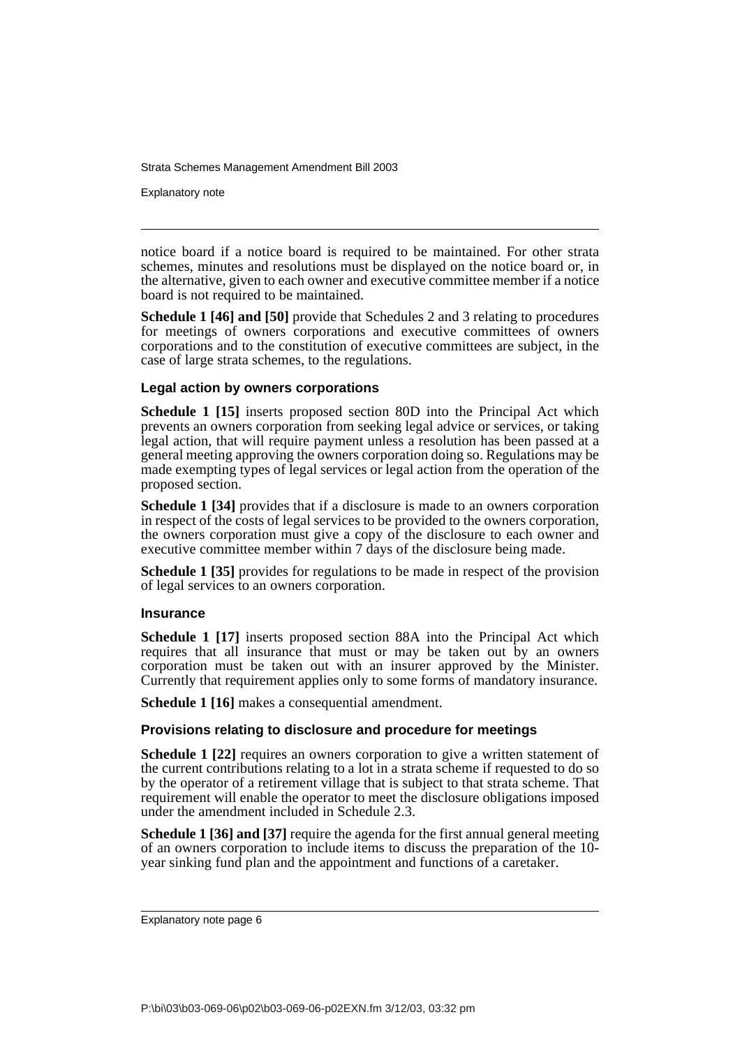notice board if a notice board is required to be maintained. For other strata schemes, minutes and resolutions must be displayed on the notice board or, in the alternative, given to each owner and executive committee member if a notice board is not required to be maintained.

**Schedule 1 [46] and [50]** provide that Schedules 2 and 3 relating to procedures for meetings of owners corporations and executive committees of owners corporations and to the constitution of executive committees are subject, in the case of large strata schemes, to the regulations.

#### Legal action by owners corporations

**Schedule 1 [15]** inserts proposed section 80D into the Principal Act which prevents an owners corporation from seeking legal advice or services, or taking legal action, that will require payment unless a resolution has been passed at a general meeting approving the owners corporation doing so. Regulations may be made exempting types of legal services or legal action from the operation of the proposed section.

**Schedule 1 [34]** provides that if a disclosure is made to an owners corporation in respect of the costs of legal services to be provided to the owners corporation, the owners corporation must give a copy of the disclosure to each owner and executive committee member within 7 days of the disclosure being made.

**Schedule 1 [35]** provides for regulations to be made in respect of the provision of legal services to an owners corporation.

#### Insurance

**Schedule 1 [17]** inserts proposed section 88A into the Principal Act which requires that all insurance that must or may be taken out by an owners corporation must be taken out with an insurer approved by the Minister. Currently that requirement applies only to some forms of mandatory insurance.

**Schedule 1 [16]** makes a consequential amendment.

#### Provisions relating to disclosure and procedure for meetings

**Schedule 1 [22]** requires an owners corporation to give a written statement of the current contributions relating to a lot in a strata scheme if requested to do so by the operator of a retirement village that is subject to that strata scheme. That requirement will enable the operator to meet the disclosure obligations imposed under the amendment included in Schedule 2.3.

**Schedule 1 [36] and [37]** require the agenda for the first annual general meeting of an owners corporation to include items to discuss the preparation of the 10-year sinking fund plan and the appointment and functions of a caretaker.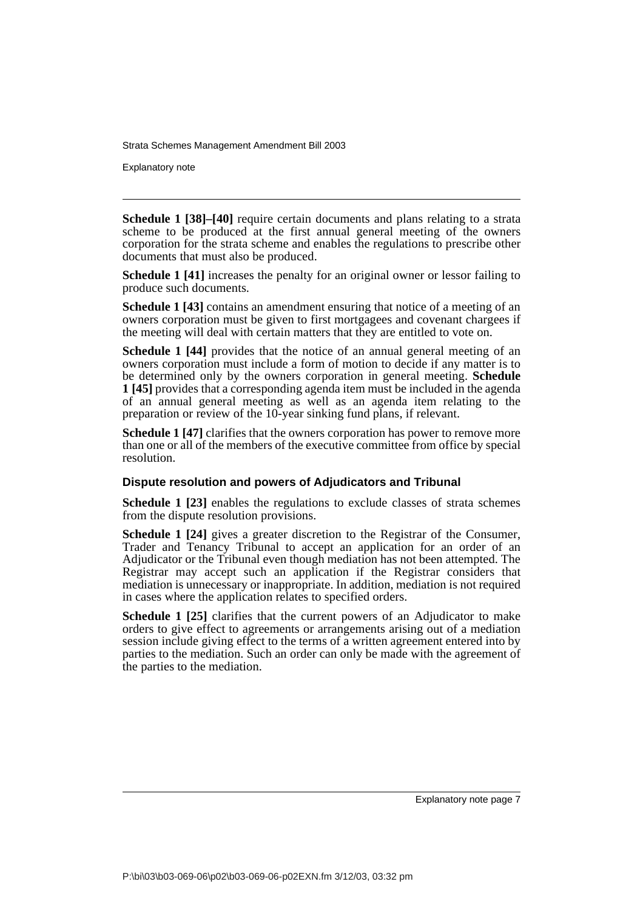**Schedule 1 [38]–[40]** require certain documents and plans relating to a strata scheme to be produced at the first annual general meeting of the owners corporation for the strata scheme and enables the regulations to prescribe other documents that must also be produced.

**Schedule 1 [41]** increases the penalty for an original owner or lessor failing to produce such documents.

**Schedule 1 [43]** contains an amendment ensuring that notice of a meeting of an owners corporation must be given to first mortgagees and covenant chargees if the meeting will deal with certain matters that they are entitled to vote on.

**Schedule 1 [44]** provides that the notice of an annual general meeting of an owners corporation must include a form of motion to decide if any matter is to be determined only by the owners corporation in general meeting. **Schedule 1 [45]** provides that a corresponding agenda item must be included in the agenda of an annual general meeting as well as an agenda item relating to the preparation or review of the 10-year sinking fund plans, if relevant.

**Schedule 1 [47]** clarifies that the owners corporation has power to remove more than one or all of the members of the executive committee from office by special resolution.

### Dispute resolution and powers of Adjudicators and Tribunal

**Schedule 1 [23]** enables the regulations to exclude classes of strata schemes from the dispute resolution provisions.

**Schedule 1 [24]** gives a greater discretion to the Registrar of the Consumer, Trader and Tenancy Tribunal to accept an application for an order of an Adjudicator or the Tribunal even though mediation has not been attempted. The Registrar may accept such an application if the Registrar considers that mediation is unnecessary or inappropriate. In addition, mediation is not required in cases where the application relates to specified orders.

**Schedule 1 [25]** clarifies that the current powers of an Adjudicator to make orders to give effect to agreements or arrangements arising out of a mediation session include giving effect to the terms of a written agreement entered into by parties to the mediation. Such an order can only be made with the agreement of the parties to the mediation.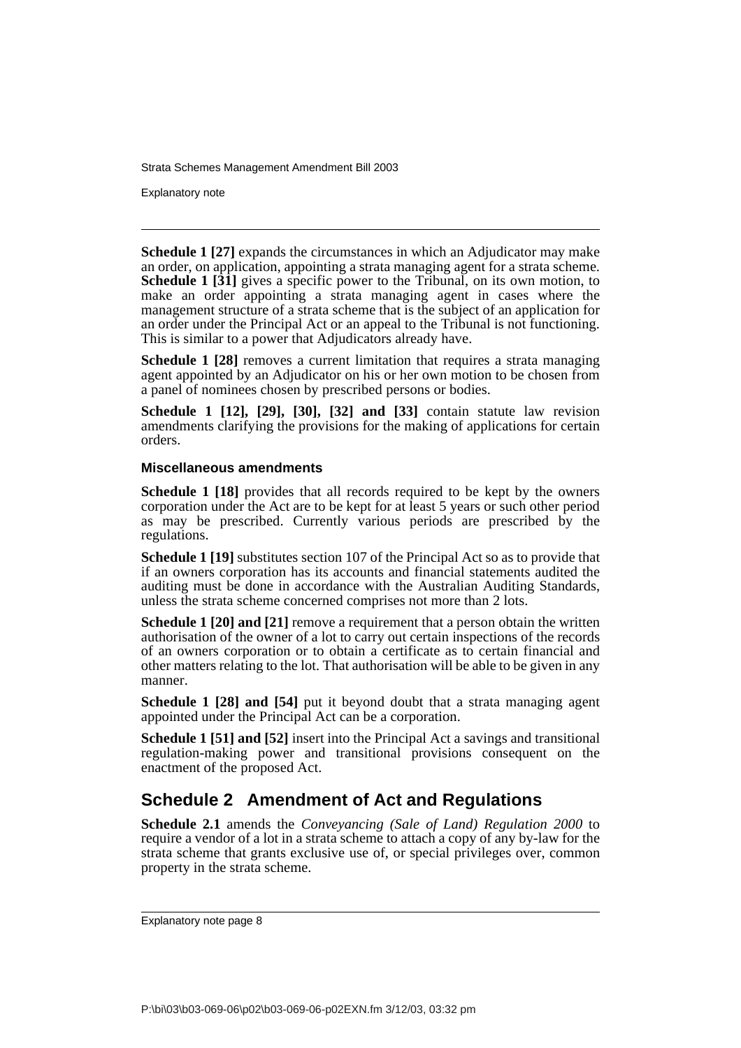**Schedule 1 [27]** expands the circumstances in which an Adjudicator may make an order, on application, appointing a strata managing agent for a strata scheme. **Schedule 1 [31]** gives a specific power to the Tribunal, on its own motion, to make an order appointing a strata managing agent in cases where the management structure of a strata scheme that is the subject of an application for an order under the Principal Act or an appeal to the Tribunal is not functioning. This is similar to a power that Adjudicators already have.

**Schedule 1 [28]** removes a current limitation that requires a strata managing agent appointed by an Adjudicator on his or her own motion to be chosen from a panel of nominees chosen by prescribed persons or bodies.

**Schedule 1 [12], [29], [30], [32] and [33]** contain statute law revision amendments clarifying the provisions for the making of applications for certain orders.

#### Miscellaneous amendments

**Schedule 1 [18]** provides that all records required to be kept by the owners corporation under the Act are to be kept for at least 5 years or such other period as may be prescribed. Currently various periods are prescribed by the regulations.

**Schedule 1 [19]** substitutes section 107 of the Principal Act so as to provide that if an owners corporation has its accounts and financial statements audited the auditing must be done in accordance with the Australian Auditing Standards, unless the strata scheme concerned comprises not more than 2 lots.

**Schedule 1 [20] and [21]** remove a requirement that a person obtain the written authorisation of the owner of a lot to carry out certain inspections of the records of an owners corporation or to obtain a certificate as to certain financial and other matters relating to the lot. That authorisation will be able to be given in any manner.

**Schedule 1 [28] and [54]** put it beyond doubt that a strata managing agent appointed under the Principal Act can be a corporation.

**Schedule 1 [51] and [52]** insert into the Principal Act a savings and transitional regulation-making power and transitional provisions consequent on the enactment of the proposed Act.

## Schedule 2 Amendment of Act and Regulations

**Schedule 2.1** amends the *Conveyancing (Sale of Land) Regulation 2000* to require a vendor of a lot in a strata scheme to attach a copy of any by-law for the strata scheme that grants exclusive use of, or special privileges over, common property in the strata scheme.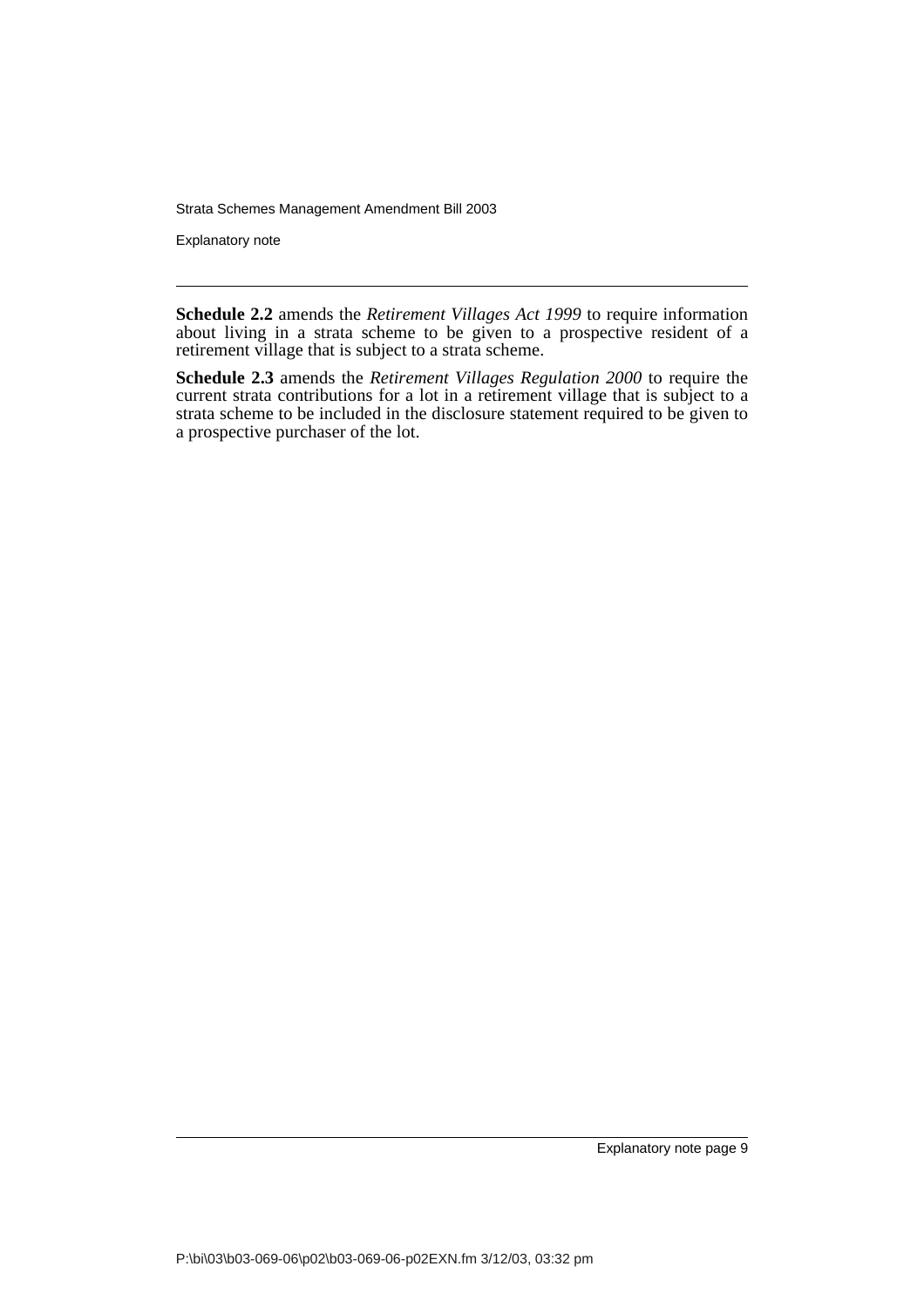**Schedule 2.2** amends the *Retirement Villages Act 1999* to require information about living in a strata scheme to be given to a prospective resident of a retirement village that is subject to a strata scheme.

**Schedule 2.3** amends the *Retirement Villages Regulation 2000* to require the current strata contributions for a lot in a retirement village that is subject to a strata scheme to be included in the disclosure statement required to be given to a prospective purchaser of the lot.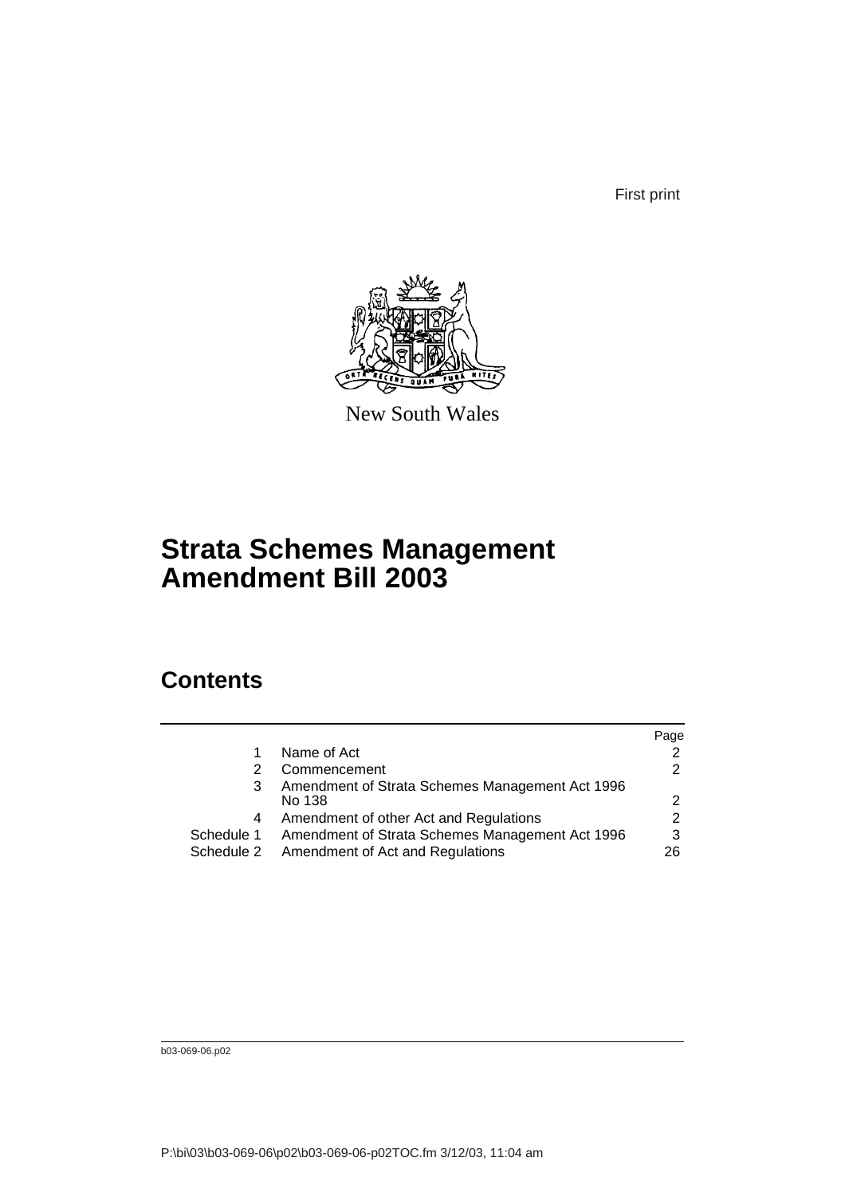First print

New South Wales

# Strata Schemes Management Amendment Bill 2003

## Contents

| | | Page |
|---|---|---|
| 1 | Name of Act | 2 |
| 2 | Commencement | 2 |
| 3 | Amendment of Strata Schemes Management Act 1996 No 138 | 2 |
| 4 | Amendment of other Act and Regulations | 2 |
| Schedule 1 | Amendment of Strata Schemes Management Act 1996 | 3 |
| Schedule 2 | Amendment of Act and Regulations | 26 |

b03-069-06.p02

P:\bi\03\b03-069-06\p02\b03-069-06-p02TOC.fm 3/12/03, 11:04 am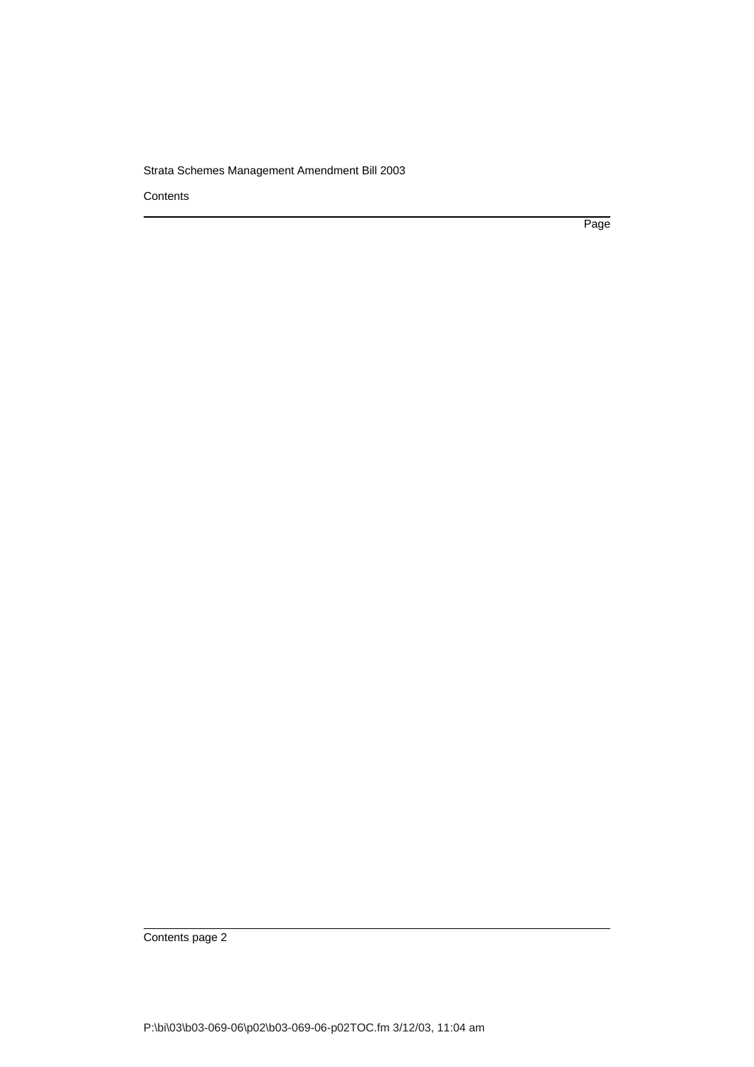Contents

Page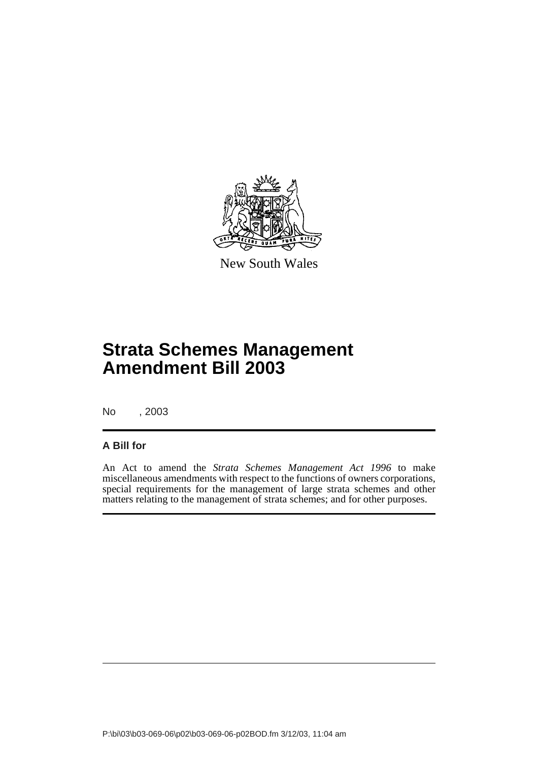New South Wales

# Strata Schemes Management Amendment Bill 2003

No , 2003

## A Bill for

An Act to amend the *Strata Schemes Management Act 1996* to make miscellaneous amendments with respect to the functions of owners corporations, special requirements for the management of large strata schemes and other matters relating to the management of strata schemes; and for other purposes.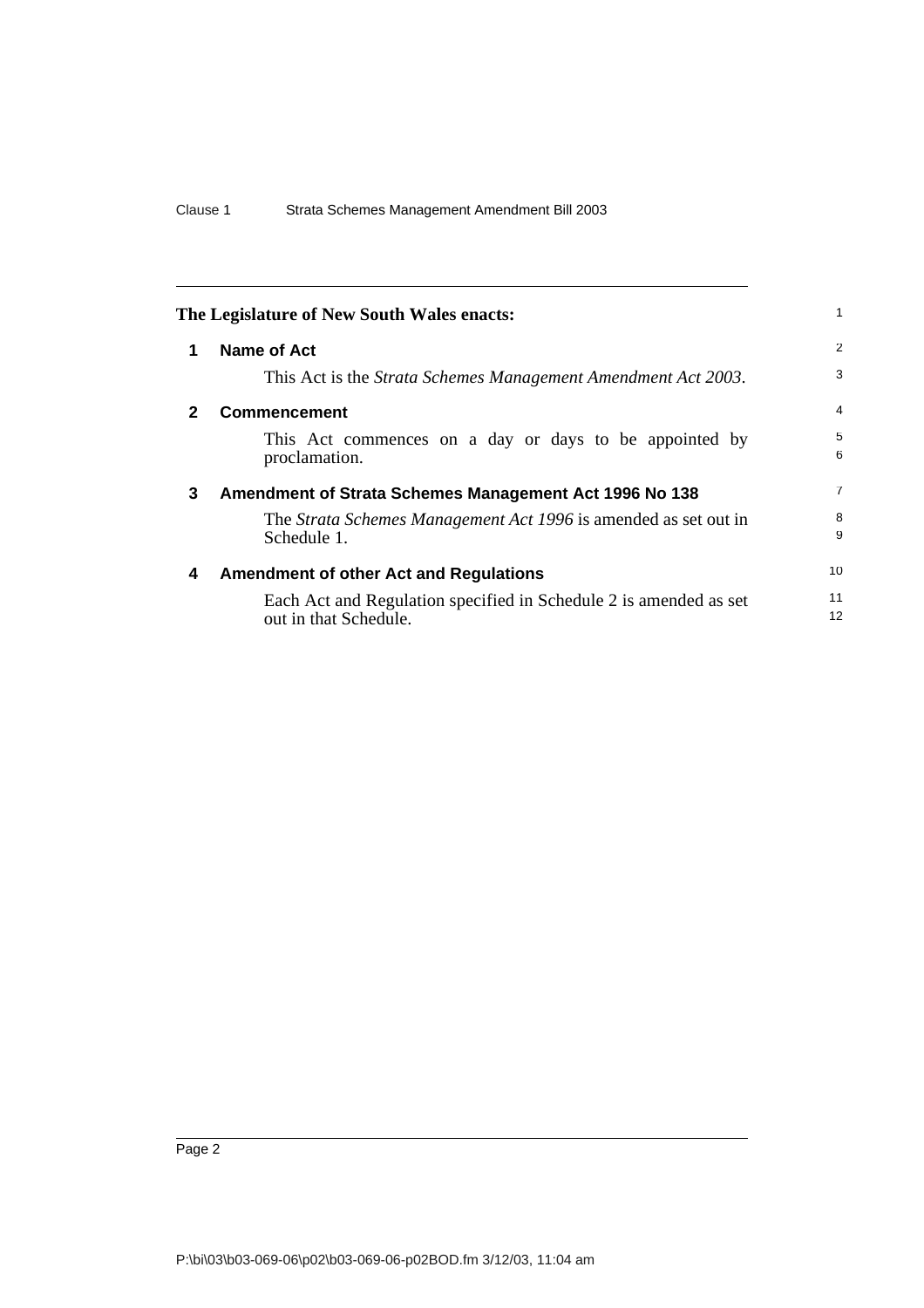The Legislature of New South Wales enacts:

## 1 Name of Act

This Act is the *Strata Schemes Management Amendment Act 2003*.

## 2 Commencement

This Act commences on a day or days to be appointed by proclamation.

## 3 Amendment of Strata Schemes Management Act 1996 No 138

The *Strata Schemes Management Act 1996* is amended as set out in Schedule 1.

## 4 Amendment of other Act and Regulations

Each Act and Regulation specified in Schedule 2 is amended as set out in that Schedule.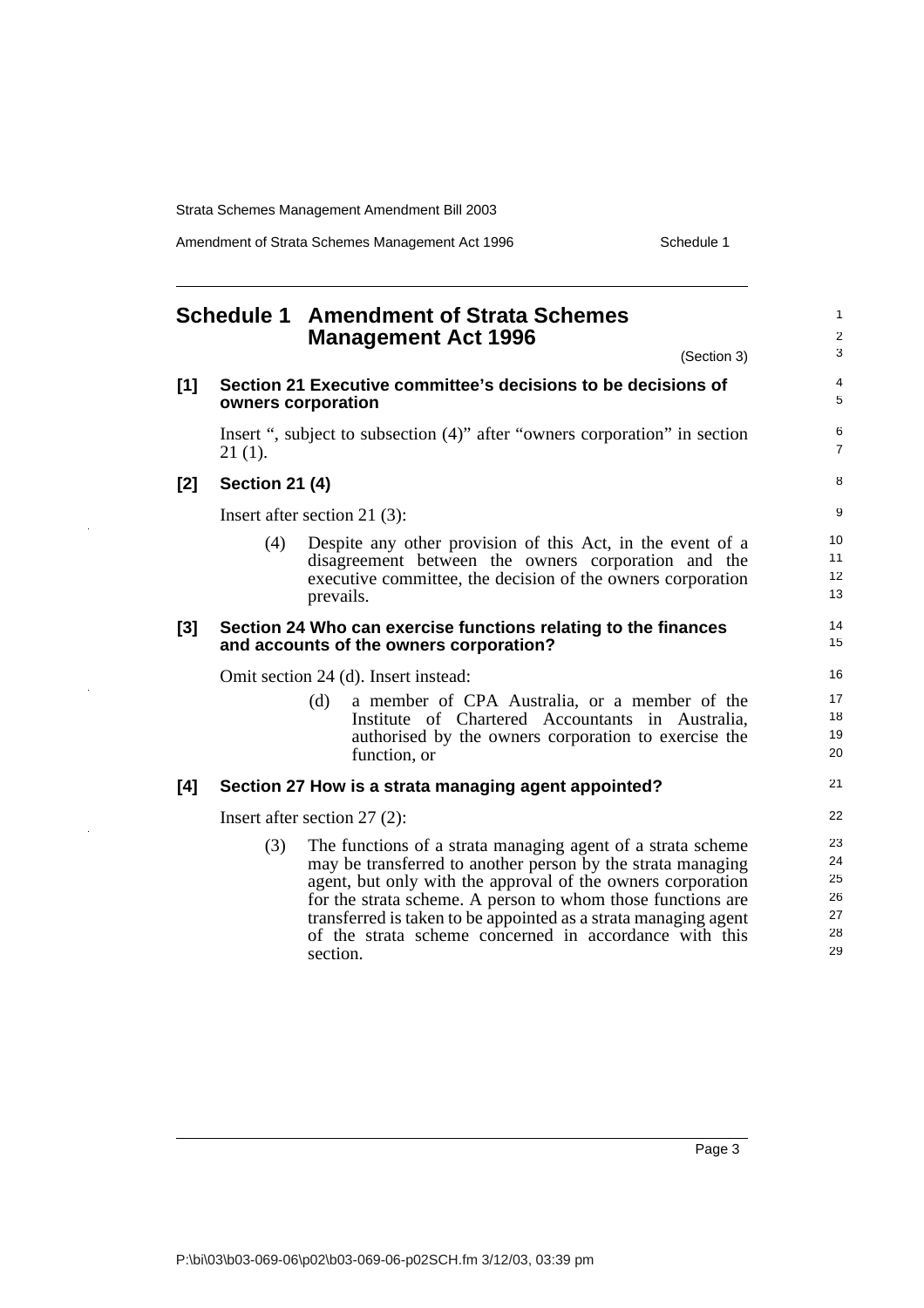# Schedule 1 Amendment of Strata Schemes Management Act 1996

(Section 3)

**[1] Section 21 Executive committee's decisions to be decisions of owners corporation**

Insert ", subject to subsection (4)" after "owners corporation" in section 21 (1).

**[2] Section 21 (4)**

Insert after section 21 (3):

> (4) Despite any other provision of this Act, in the event of a disagreement between the owners corporation and the executive committee, the decision of the owners corporation prevails.

**[3] Section 24 Who can exercise functions relating to the finances and accounts of the owners corporation?**

Omit section 24 (d). Insert instead:

> (d) a member of CPA Australia, or a member of the Institute of Chartered Accountants in Australia, authorised by the owners corporation to exercise the function, or

**[4] Section 27 How is a strata managing agent appointed?**

Insert after section 27 (2):

> (3) The functions of a strata managing agent of a strata scheme may be transferred to another person by the strata managing agent, but only with the approval of the owners corporation for the strata scheme. A person to whom those functions are transferred is taken to be appointed as a strata managing agent of the strata scheme concerned in accordance with this section.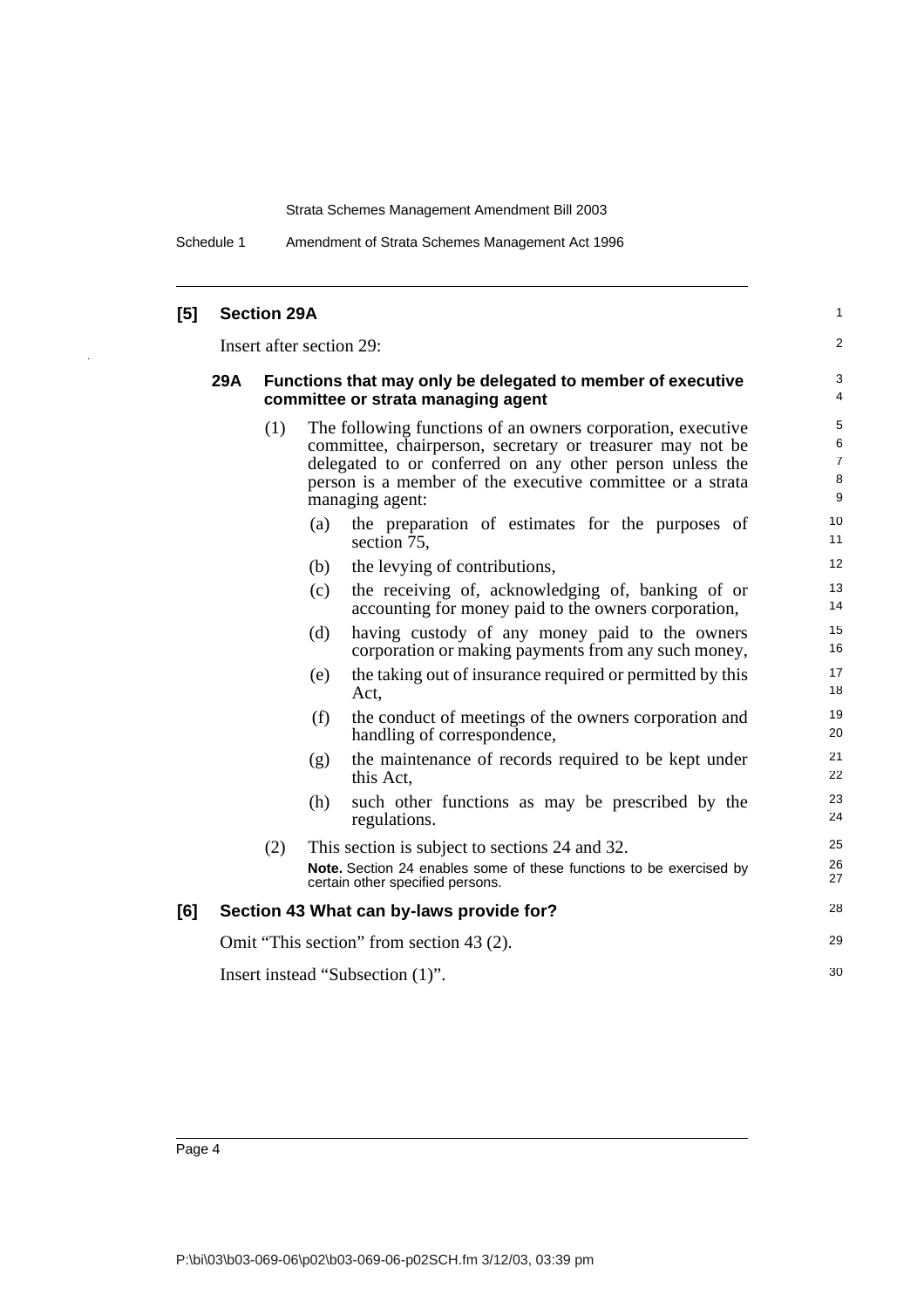## [5] Section 29A

Insert after section 29:

### 29A Functions that may only be delegated to member of executive committee or strata managing agent

(1) The following functions of an owners corporation, executive committee, chairperson, secretary or treasurer may not be delegated to or conferred on any other person unless the person is a member of the executive committee or a strata managing agent:

- (a) the preparation of estimates for the purposes of section 75,
- (b) the levying of contributions,
- (c) the receiving of, acknowledging of, banking of or accounting for money paid to the owners corporation,
- (d) having custody of any money paid to the owners corporation or making payments from any such money,
- (e) the taking out of insurance required or permitted by this Act,
- (f) the conduct of meetings of the owners corporation and handling of correspondence,
- (g) the maintenance of records required to be kept under this Act,
- (h) such other functions as may be prescribed by the regulations.

(2) This section is subject to sections 24 and 32.

**Note.** Section 24 enables some of these functions to be exercised by certain other specified persons.

## [6] Section 43 What can by-laws provide for?

Omit "This section" from section 43 (2).

Insert instead "Subsection (1)".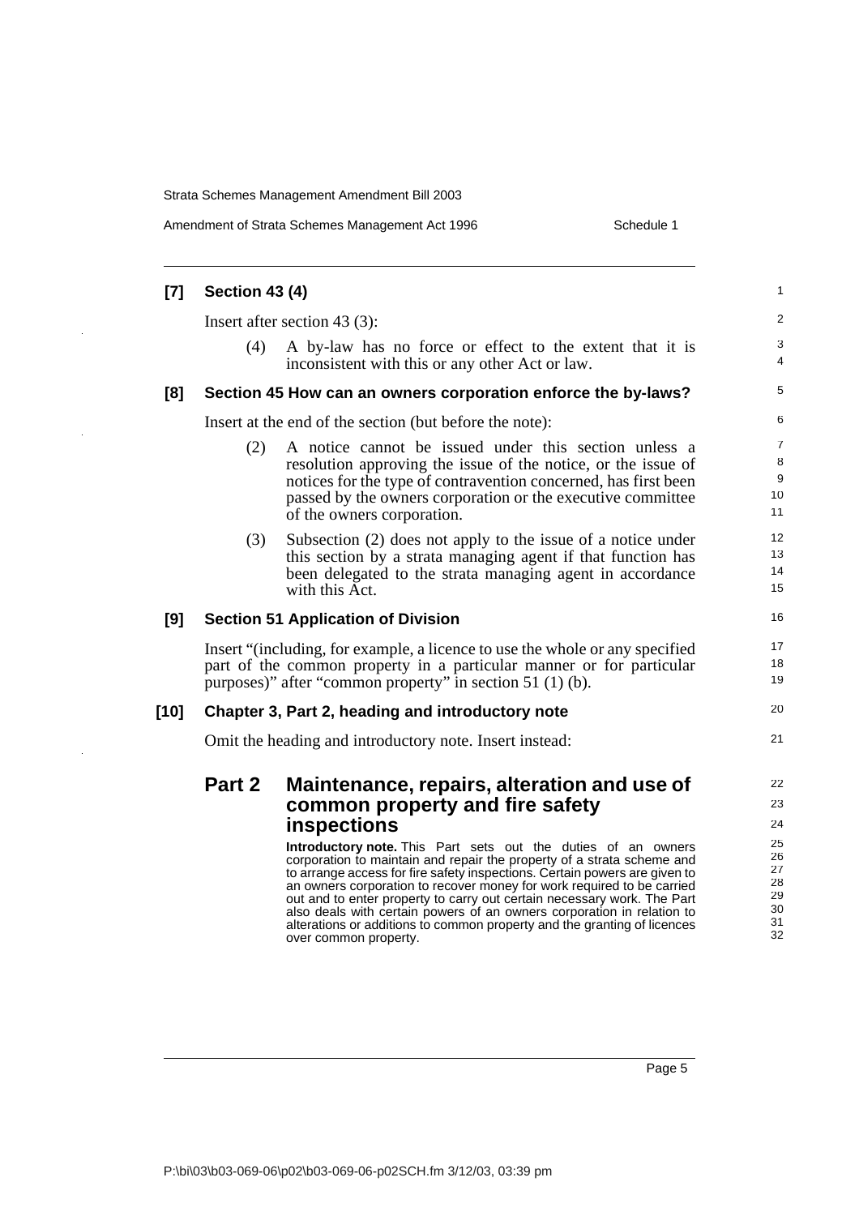**[7] Section 43 (4)**

Insert after section 43 (3):

(4) A by-law has no force or effect to the extent that it is inconsistent with this or any other Act or law.

**[8] Section 45 How can an owners corporation enforce the by-laws?**

Insert at the end of the section (but before the note):

(2) A notice cannot be issued under this section unless a resolution approving the issue of the notice, or the issue of notices for the type of contravention concerned, has first been passed by the owners corporation or the executive committee of the owners corporation.

(3) Subsection (2) does not apply to the issue of a notice under this section by a strata managing agent if that function has been delegated to the strata managing agent in accordance with this Act.

**[9] Section 51 Application of Division**

Insert "(including, for example, a licence to use the whole or any specified part of the common property in a particular manner or for particular purposes)" after "common property" in section 51 (1) (b).

**[10] Chapter 3, Part 2, heading and introductory note**

Omit the heading and introductory note. Insert instead:

## Part 2 Maintenance, repairs, alteration and use of common property and fire safety inspections

**Introductory note.** This Part sets out the duties of an owners corporation to maintain and repair the property of a strata scheme and to arrange access for fire safety inspections. Certain powers are given to an owners corporation to recover money for work required to be carried out and to enter property to carry out certain necessary work. The Part also deals with certain powers of an owners corporation in relation to alterations or additions to common property and the granting of licences over common property.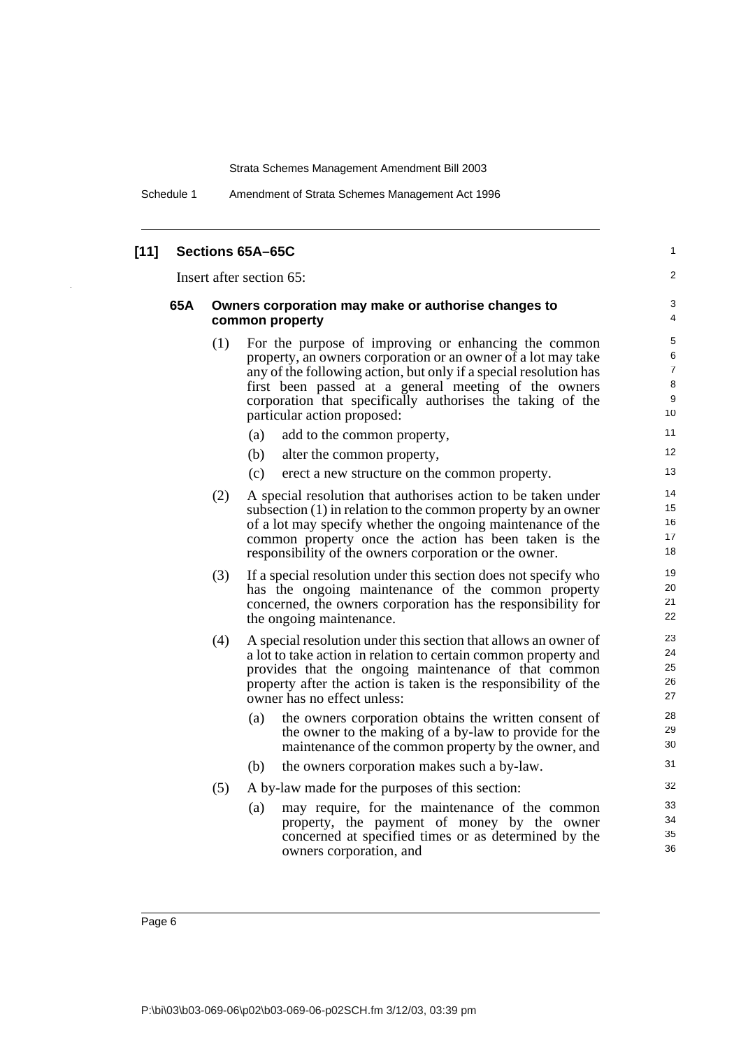## [11] Sections 65A–65C

Insert after section 65:

### 65A Owners corporation may make or authorise changes to common property

(1) For the purpose of improving or enhancing the common property, an owners corporation or an owner of a lot may take any of the following action, but only if a special resolution has first been passed at a general meeting of the owners corporation that specifically authorises the taking of the particular action proposed:

- (a) add to the common property,
- (b) alter the common property,
- (c) erect a new structure on the common property.

(2) A special resolution that authorises action to be taken under subsection (1) in relation to the common property by an owner of a lot may specify whether the ongoing maintenance of the common property once the action has been taken is the responsibility of the owners corporation or the owner.

(3) If a special resolution under this section does not specify who has the ongoing maintenance of the common property concerned, the owners corporation has the responsibility for the ongoing maintenance.

(4) A special resolution under this section that allows an owner of a lot to take action in relation to certain common property and provides that the ongoing maintenance of that common property after the action is taken is the responsibility of the owner has no effect unless:

- (a) the owners corporation obtains the written consent of the owner to the making of a by-law to provide for the maintenance of the common property by the owner, and
- (b) the owners corporation makes such a by-law.

(5) A by-law made for the purposes of this section:

- (a) may require, for the maintenance of the common property, the payment of money by the owner concerned at specified times or as determined by the owners corporation, and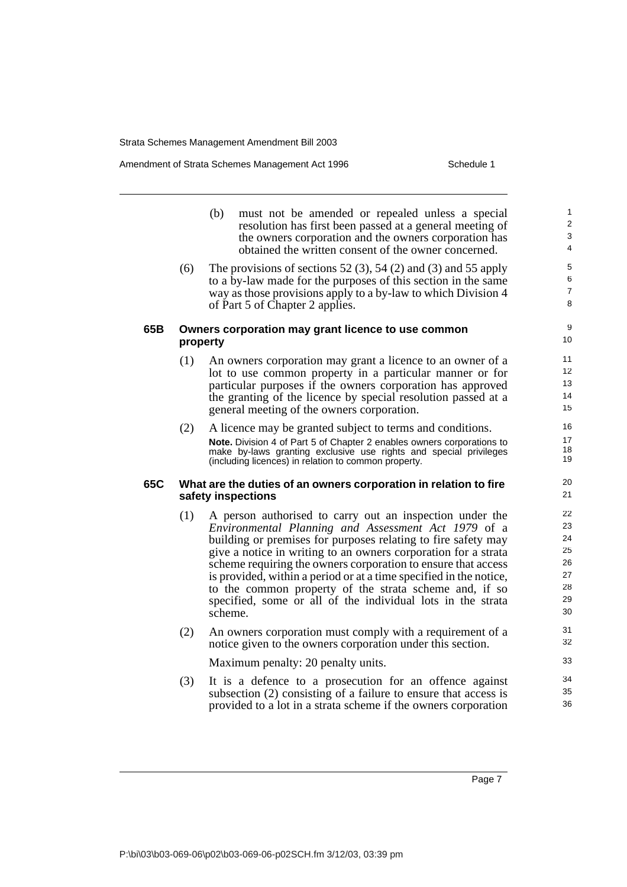(b) must not be amended or repealed unless a special resolution has first been passed at a general meeting of the owners corporation and the owners corporation has obtained the written consent of the owner concerned.

(6) The provisions of sections 52 (3), 54 (2) and (3) and 55 apply to a by-law made for the purposes of this section in the same way as those provisions apply to a by-law to which Division 4 of Part 5 of Chapter 2 applies.

#### 65B Owners corporation may grant licence to use common property

(1) An owners corporation may grant a licence to an owner of a lot to use common property in a particular manner or for particular purposes if the owners corporation has approved the granting of the licence by special resolution passed at a general meeting of the owners corporation.

(2) A licence may be granted subject to terms and conditions.

**Note.** Division 4 of Part 5 of Chapter 2 enables owners corporations to make by-laws granting exclusive use rights and special privileges (including licences) in relation to common property.

#### 65C What are the duties of an owners corporation in relation to fire safety inspections

(1) A person authorised to carry out an inspection under the *Environmental Planning and Assessment Act 1979* of a building or premises for purposes relating to fire safety may give a notice in writing to an owners corporation for a strata scheme requiring the owners corporation to ensure that access is provided, within a period or at a time specified in the notice, to the common property of the strata scheme and, if so specified, some or all of the individual lots in the strata scheme.

(2) An owners corporation must comply with a requirement of a notice given to the owners corporation under this section.

Maximum penalty: 20 penalty units.

(3) It is a defence to a prosecution for an offence against subsection (2) consisting of a failure to ensure that access is provided to a lot in a strata scheme if the owners corporation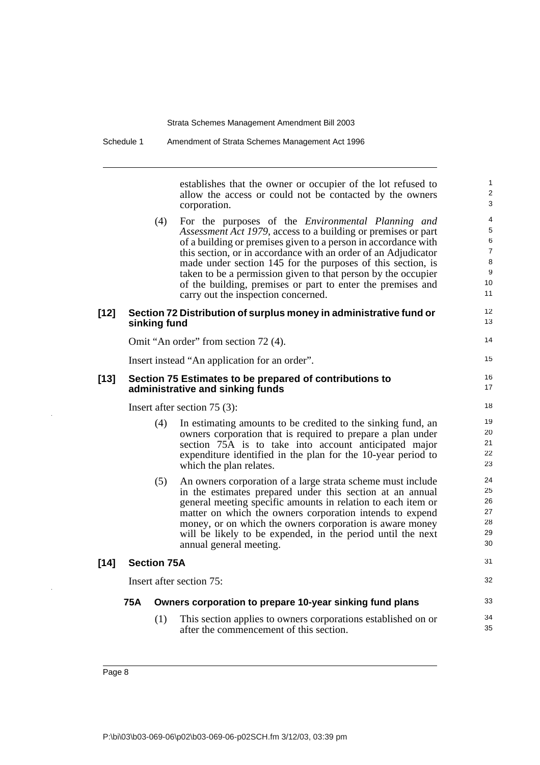establishes that the owner or occupier of the lot refused to allow the access or could not be contacted by the owners corporation.

(4) For the purposes of the *Environmental Planning and Assessment Act 1979*, access to a building or premises or part of a building or premises given to a person in accordance with this section, or in accordance with an order of an Adjudicator made under section 145 for the purposes of this section, is taken to be a permission given to that person by the occupier of the building, premises or part to enter the premises and carry out the inspection concerned.

### [12] Section 72 Distribution of surplus money in administrative fund or sinking fund

Omit "An order" from section 72 (4).

Insert instead "An application for an order".

### [13] Section 75 Estimates to be prepared of contributions to administrative and sinking funds

Insert after section 75 (3):

(4) In estimating amounts to be credited to the sinking fund, an owners corporation that is required to prepare a plan under section 75A is to take into account anticipated major expenditure identified in the plan for the 10-year period to which the plan relates.

(5) An owners corporation of a large strata scheme must include in the estimates prepared under this section at an annual general meeting specific amounts in relation to each item or matter on which the owners corporation intends to expend money, or on which the owners corporation is aware money will be likely to be expended, in the period until the next annual general meeting.

### [14] Section 75A

Insert after section 75:

#### 75A Owners corporation to prepare 10-year sinking fund plans

(1) This section applies to owners corporations established on or after the commencement of this section.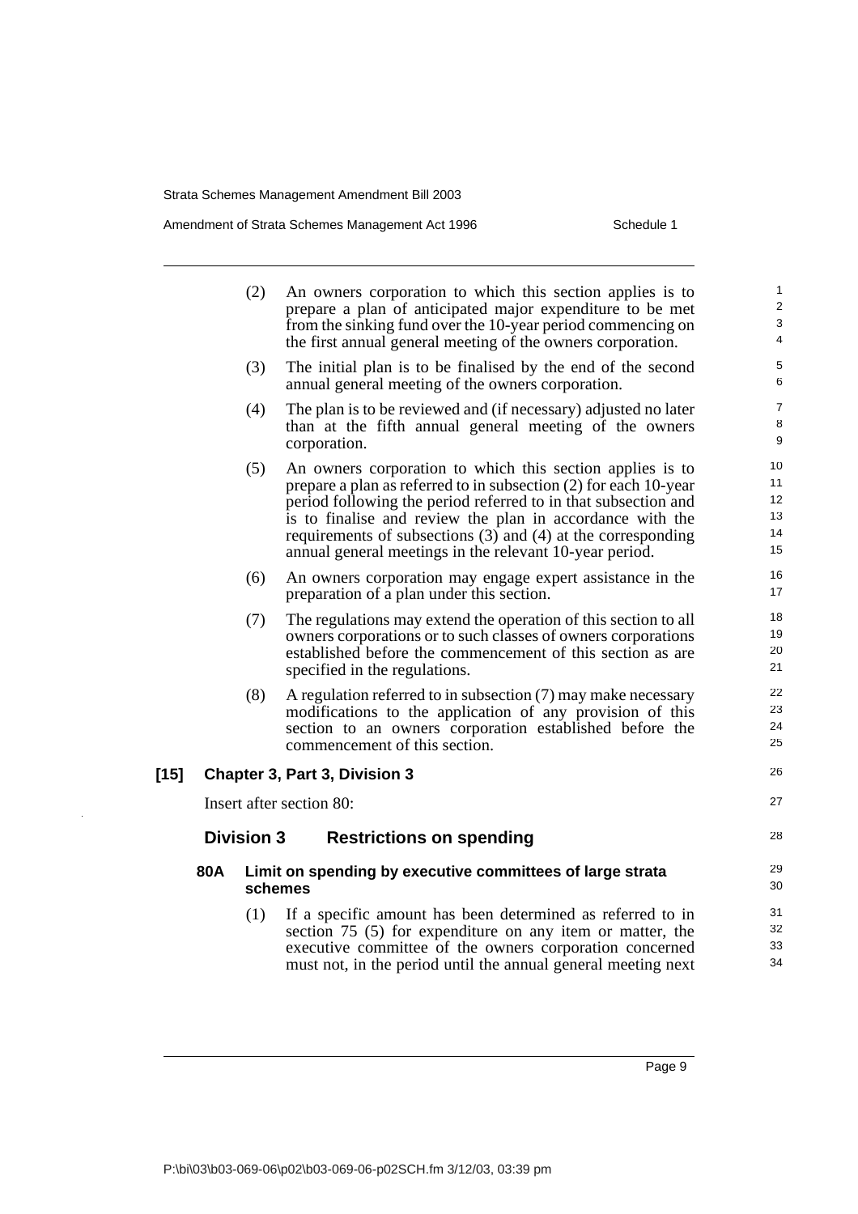(2) An owners corporation to which this section applies is to prepare a plan of anticipated major expenditure to be met from the sinking fund over the 10-year period commencing on the first annual general meeting of the owners corporation.

(3) The initial plan is to be finalised by the end of the second annual general meeting of the owners corporation.

(4) The plan is to be reviewed and (if necessary) adjusted no later than at the fifth annual general meeting of the owners corporation.

(5) An owners corporation to which this section applies is to prepare a plan as referred to in subsection (2) for each 10-year period following the period referred to in that subsection and is to finalise and review the plan in accordance with the requirements of subsections (3) and (4) at the corresponding annual general meetings in the relevant 10-year period.

(6) An owners corporation may engage expert assistance in the preparation of a plan under this section.

(7) The regulations may extend the operation of this section to all owners corporations or to such classes of owners corporations established before the commencement of this section as are specified in the regulations.

(8) A regulation referred to in subsection (7) may make necessary modifications to the application of any provision of this section to an owners corporation established before the commencement of this section.

**[15] Chapter 3, Part 3, Division 3**

Insert after section 80:

## Division 3 Restrictions on spending

### 80A Limit on spending by executive committees of large strata schemes

(1) If a specific amount has been determined as referred to in section 75 (5) for expenditure on any item or matter, the executive committee of the owners corporation concerned must not, in the period until the annual general meeting next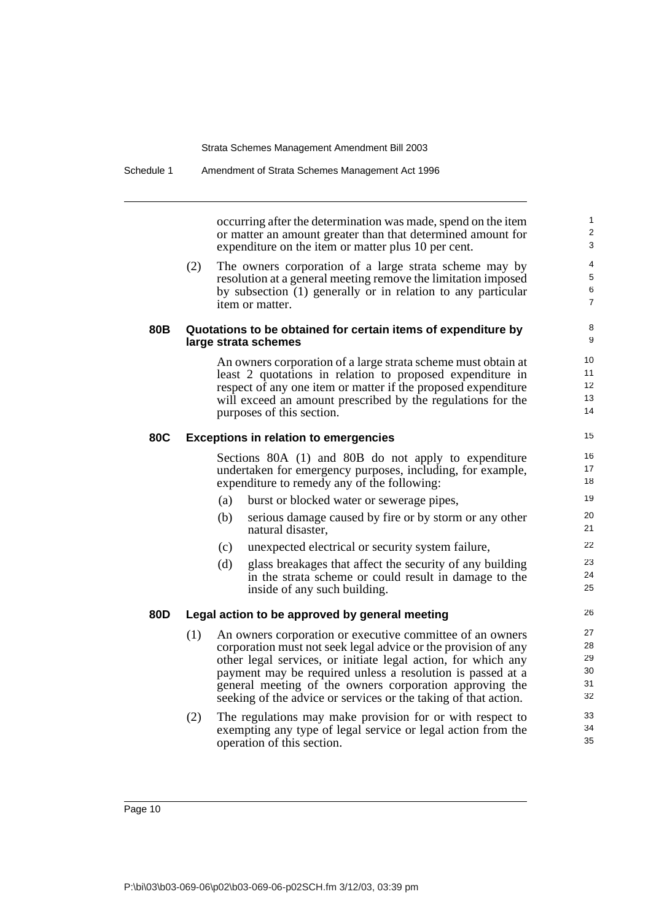occurring after the determination was made, spend on the item or matter an amount greater than that determined amount for expenditure on the item or matter plus 10 per cent.

(2) The owners corporation of a large strata scheme may by resolution at a general meeting remove the limitation imposed by subsection (1) generally or in relation to any particular item or matter.

### 80B Quotations to be obtained for certain items of expenditure by large strata schemes

An owners corporation of a large strata scheme must obtain at least 2 quotations in relation to proposed expenditure in respect of any one item or matter if the proposed expenditure will exceed an amount prescribed by the regulations for the purposes of this section.

### 80C Exceptions in relation to emergencies

Sections 80A (1) and 80B do not apply to expenditure undertaken for emergency purposes, including, for example, expenditure to remedy any of the following:

(a) burst or blocked water or sewerage pipes,

(b) serious damage caused by fire or by storm or any other natural disaster,

(c) unexpected electrical or security system failure,

(d) glass breakages that affect the security of any building in the strata scheme or could result in damage to the inside of any such building.

### 80D Legal action to be approved by general meeting

(1) An owners corporation or executive committee of an owners corporation must not seek legal advice or the provision of any other legal services, or initiate legal action, for which any payment may be required unless a resolution is passed at a general meeting of the owners corporation approving the seeking of the advice or services or the taking of that action.

(2) The regulations may make provision for or with respect to exempting any type of legal service or legal action from the operation of this section.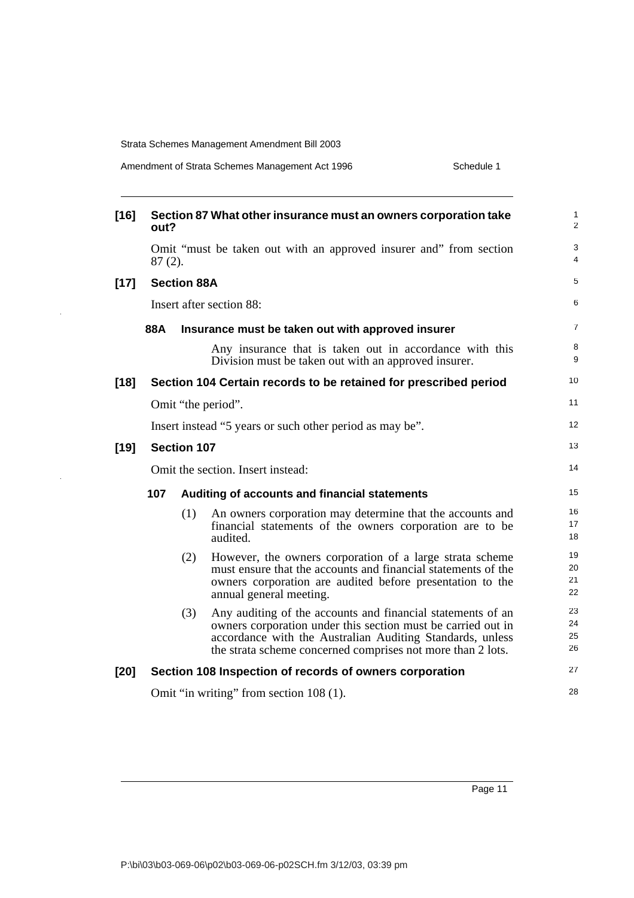**[16] Section 87 What other insurance must an owners corporation take out?**

Omit "must be taken out with an approved insurer and" from section 87 (2).

**[17] Section 88A**

Insert after section 88:

**88A Insurance must be taken out with approved insurer**

Any insurance that is taken out in accordance with this Division must be taken out with an approved insurer.

**[18] Section 104 Certain records to be retained for prescribed period**

Omit "the period".

Insert instead "5 years or such other period as may be".

**[19] Section 107**

Omit the section. Insert instead:

**107 Auditing of accounts and financial statements**

(1) An owners corporation may determine that the accounts and financial statements of the owners corporation are to be audited.

(2) However, the owners corporation of a large strata scheme must ensure that the accounts and financial statements of the owners corporation are audited before presentation to the annual general meeting.

(3) Any auditing of the accounts and financial statements of an owners corporation under this section must be carried out in accordance with the Australian Auditing Standards, unless the strata scheme concerned comprises not more than 2 lots.

**[20] Section 108 Inspection of records of owners corporation**

Omit "in writing" from section 108 (1).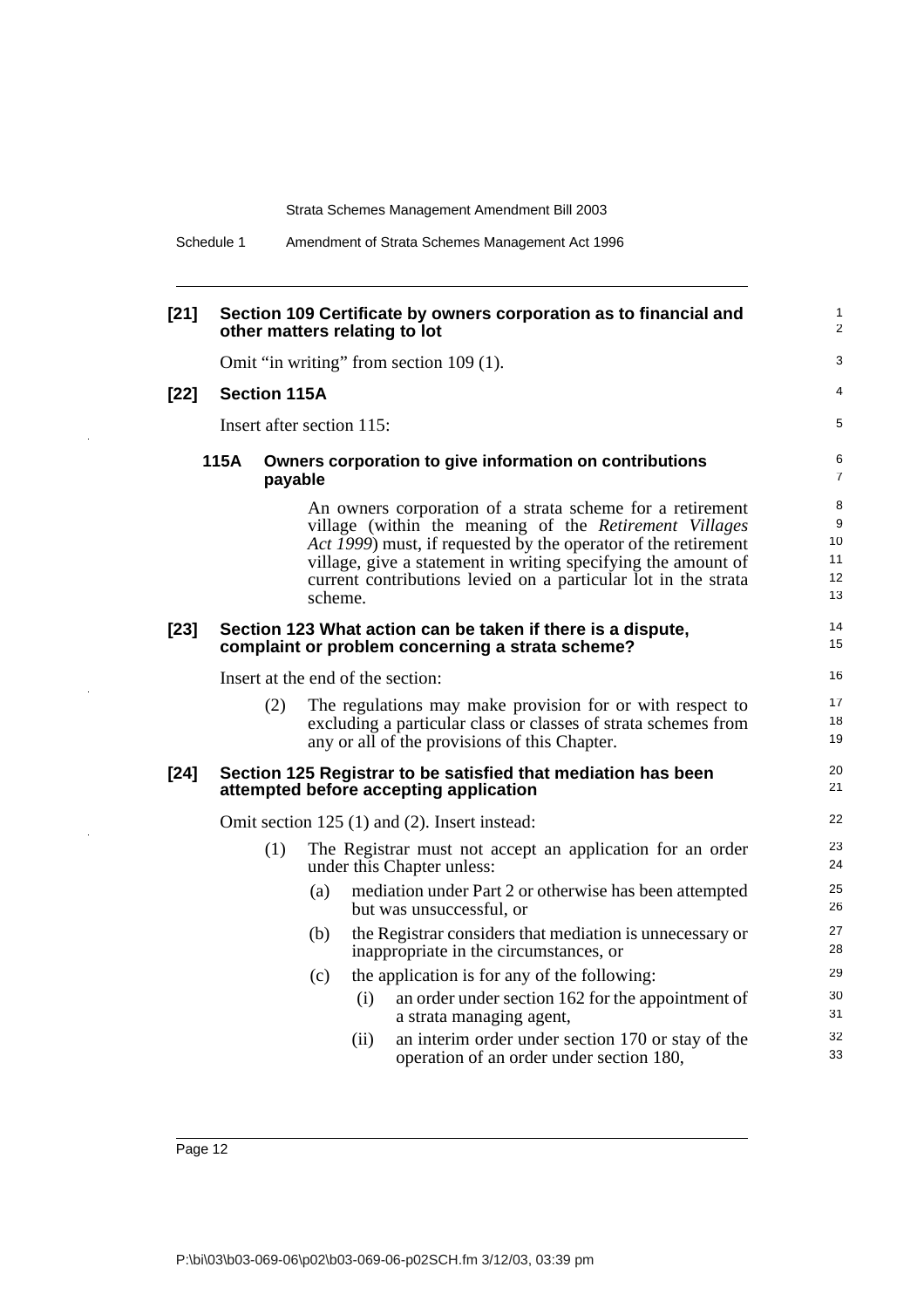**[21] Section 109 Certificate by owners corporation as to financial and other matters relating to lot**

Omit "in writing" from section 109 (1).

**[22] Section 115A**

Insert after section 115:

**115A Owners corporation to give information on contributions payable**

An owners corporation of a strata scheme for a retirement village (within the meaning of the *Retirement Villages Act 1999*) must, if requested by the operator of the retirement village, give a statement in writing specifying the amount of current contributions levied on a particular lot in the strata scheme.

**[23] Section 123 What action can be taken if there is a dispute, complaint or problem concerning a strata scheme?**

Insert at the end of the section:

(2) The regulations may make provision for or with respect to excluding a particular class or classes of strata schemes from any or all of the provisions of this Chapter.

**[24] Section 125 Registrar to be satisfied that mediation has been attempted before accepting application**

Omit section 125 (1) and (2). Insert instead:

(1) The Registrar must not accept an application for an order under this Chapter unless:

- (a) mediation under Part 2 or otherwise has been attempted but was unsuccessful, or
- (b) the Registrar considers that mediation is unnecessary or inappropriate in the circumstances, or
- (c) the application is for any of the following:
  - (i) an order under section 162 for the appointment of a strata managing agent,
  - (ii) an interim order under section 170 or stay of the operation of an order under section 180,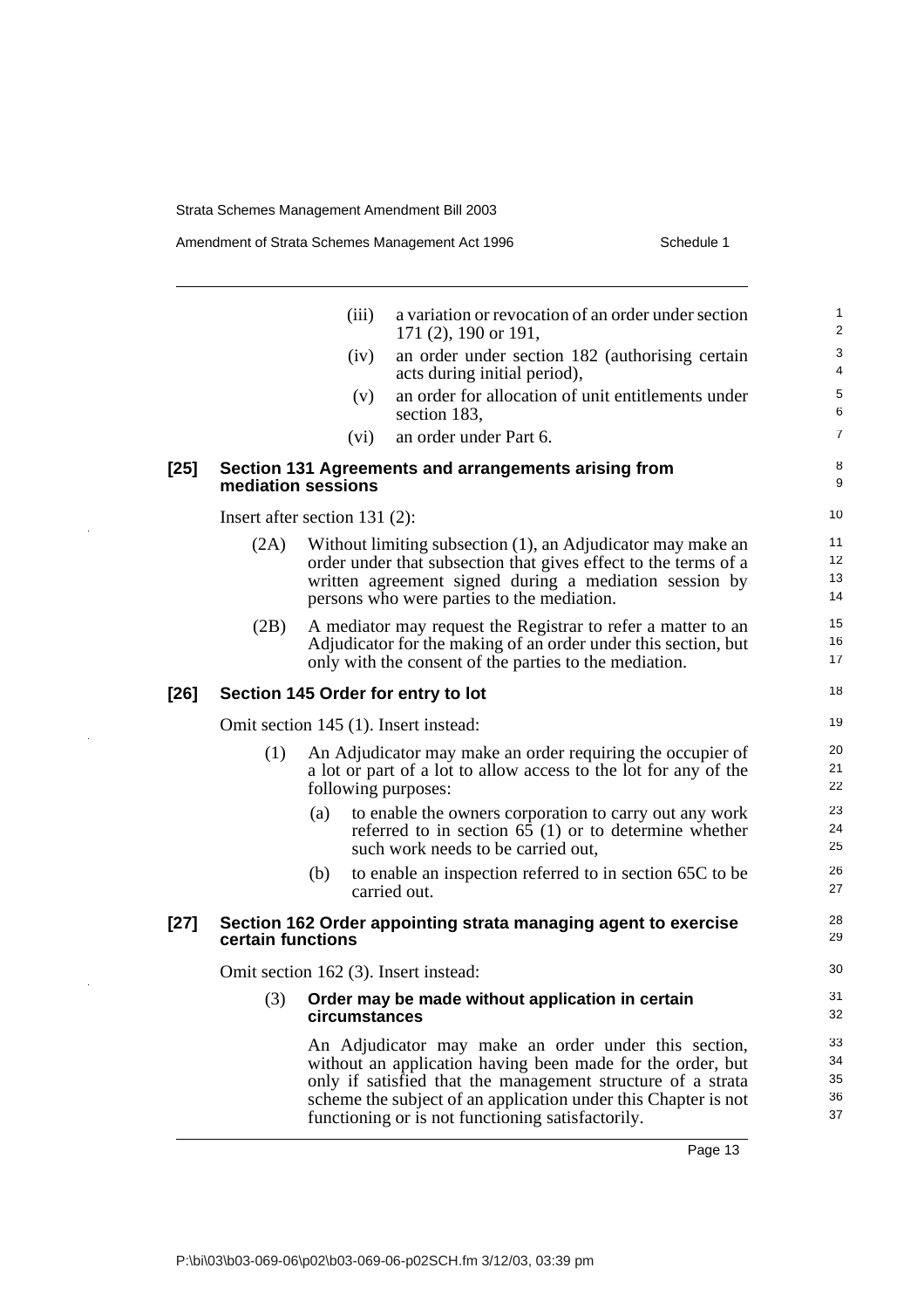(iii) a variation or revocation of an order under section 171 (2), 190 or 191,

(iv) an order under section 182 (authorising certain acts during initial period),

(v) an order for allocation of unit entitlements under section 183,

(vi) an order under Part 6.

### [25] Section 131 Agreements and arrangements arising from mediation sessions

Insert after section 131 (2):

(2A) Without limiting subsection (1), an Adjudicator may make an order under that subsection that gives effect to the terms of a written agreement signed during a mediation session by persons who were parties to the mediation.

(2B) A mediator may request the Registrar to refer a matter to an Adjudicator for the making of an order under this section, but only with the consent of the parties to the mediation.

### [26] Section 145 Order for entry to lot

Omit section 145 (1). Insert instead:

(1) An Adjudicator may make an order requiring the occupier of a lot or part of a lot to allow access to the lot for any of the following purposes:

(a) to enable the owners corporation to carry out any work referred to in section 65 (1) or to determine whether such work needs to be carried out,

(b) to enable an inspection referred to in section 65C to be carried out.

### [27] Section 162 Order appointing strata managing agent to exercise certain functions

Omit section 162 (3). Insert instead:

(3) **Order may be made without application in certain circumstances**

An Adjudicator may make an order under this section, without an application having been made for the order, but only if satisfied that the management structure of a strata scheme the subject of an application under this Chapter is not functioning or is not functioning satisfactorily.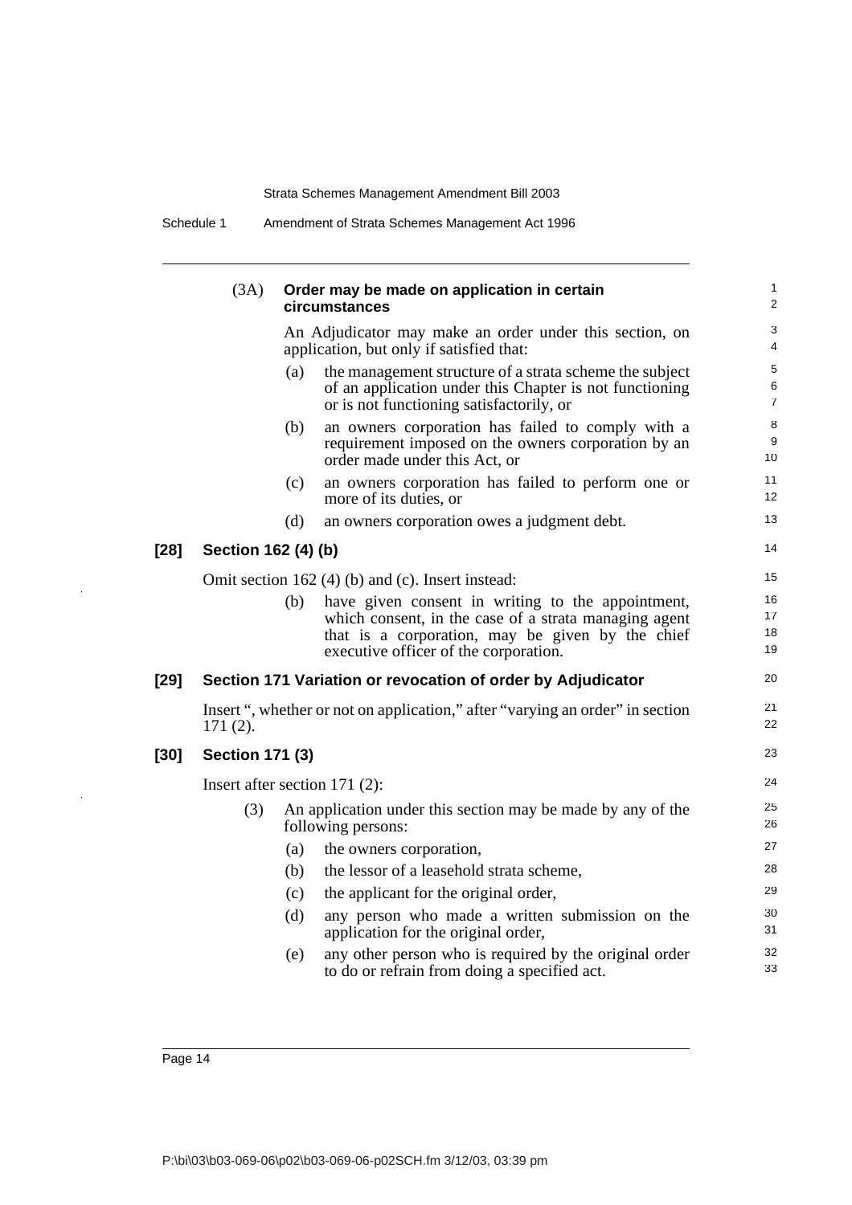(3A) **Order may be made on application in certain circumstances**

An Adjudicator may make an order under this section, on application, but only if satisfied that:

(a) the management structure of a strata scheme the subject of an application under this Chapter is not functioning or is not functioning satisfactorily, or

(b) an owners corporation has failed to comply with a requirement imposed on the owners corporation by an order made under this Act, or

(c) an owners corporation has failed to perform one or more of its duties, or

(d) an owners corporation owes a judgment debt.

### [28] Section 162 (4) (b)

Omit section 162 (4) (b) and (c). Insert instead:

(b) have given consent in writing to the appointment, which consent, in the case of a strata managing agent that is a corporation, may be given by the chief executive officer of the corporation.

### [29] Section 171 Variation or revocation of order by Adjudicator

Insert ", whether or not on application," after "varying an order" in section 171 (2).

### [30] Section 171 (3)

Insert after section 171 (2):

(3) An application under this section may be made by any of the following persons:

(a) the owners corporation,

(b) the lessor of a leasehold strata scheme,

(c) the applicant for the original order,

(d) any person who made a written submission on the application for the original order,

(e) any other person who is required by the original order to do or refrain from doing a specified act.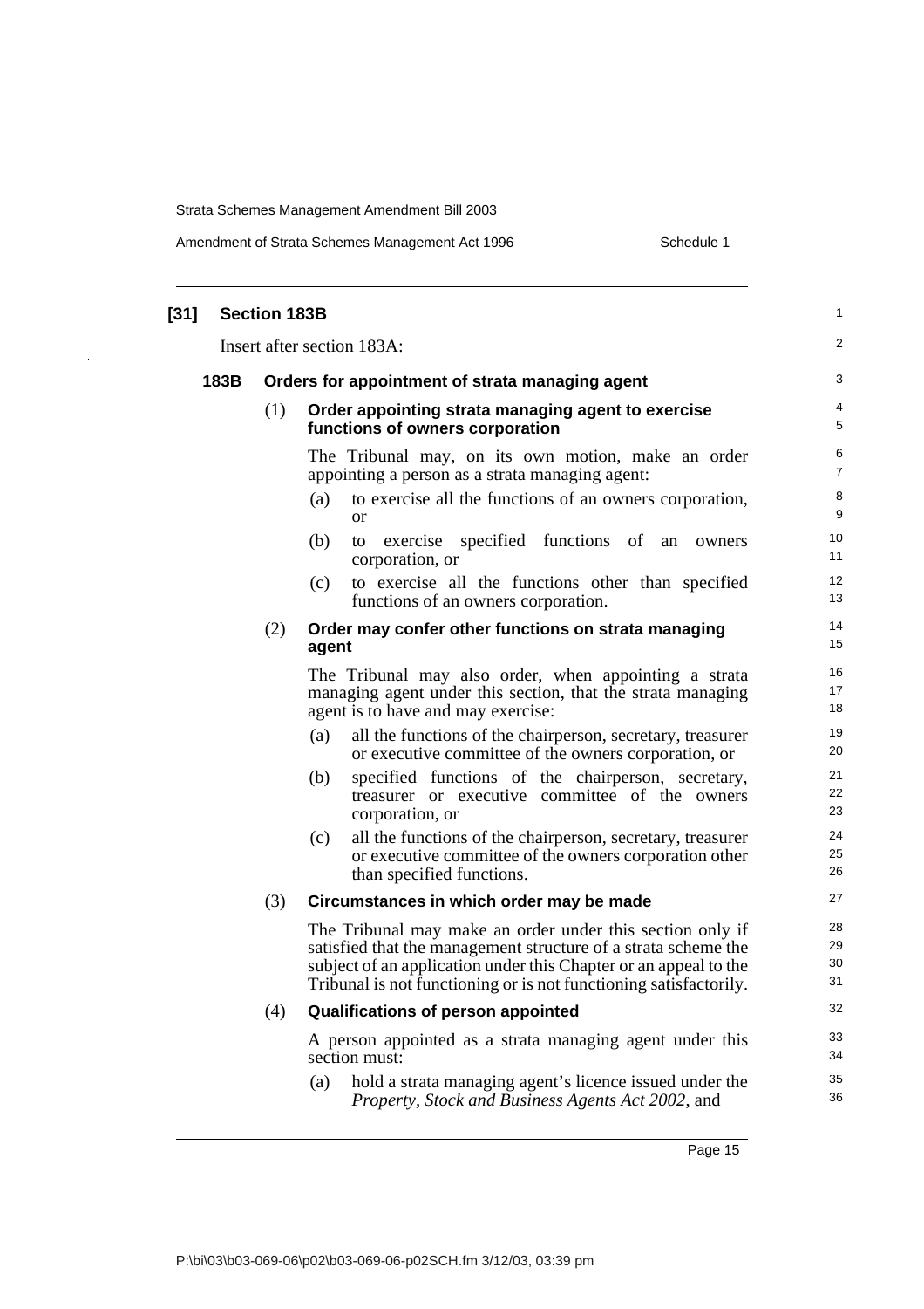**[31] Section 183B**

Insert after section 183A:

**183B Orders for appointment of strata managing agent**

(1) **Order appointing strata managing agent to exercise functions of owners corporation**

The Tribunal may, on its own motion, make an order appointing a person as a strata managing agent:

(a) to exercise all the functions of an owners corporation, or

(b) to exercise specified functions of an owners corporation, or

(c) to exercise all the functions other than specified functions of an owners corporation.

(2) **Order may confer other functions on strata managing agent**

The Tribunal may also order, when appointing a strata managing agent under this section, that the strata managing agent is to have and may exercise:

(a) all the functions of the chairperson, secretary, treasurer or executive committee of the owners corporation, or

(b) specified functions of the chairperson, secretary, treasurer or executive committee of the owners corporation, or

(c) all the functions of the chairperson, secretary, treasurer or executive committee of the owners corporation other than specified functions.

(3) **Circumstances in which order may be made**

The Tribunal may make an order under this section only if satisfied that the management structure of a strata scheme the subject of an application under this Chapter or an appeal to the Tribunal is not functioning or is not functioning satisfactorily.

(4) **Qualifications of person appointed**

A person appointed as a strata managing agent under this section must:

(a) hold a strata managing agent's licence issued under the *Property, Stock and Business Agents Act 2002*, and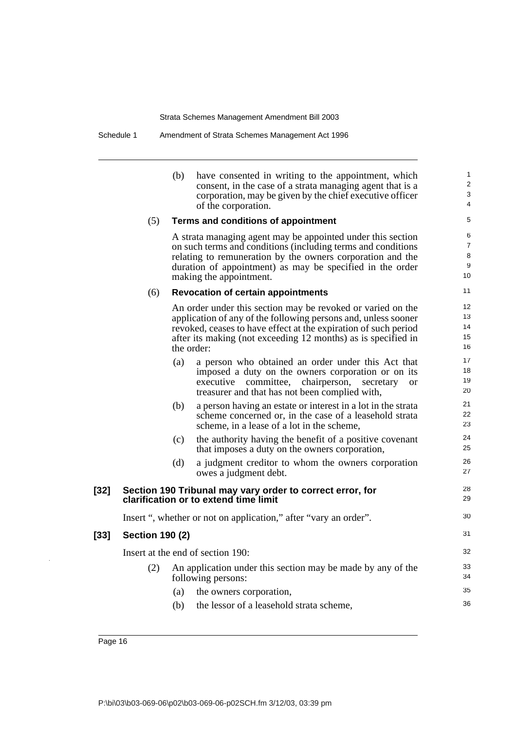(b) have consented in writing to the appointment, which consent, in the case of a strata managing agent that is a corporation, may be given by the chief executive officer of the corporation.

(5) **Terms and conditions of appointment**

A strata managing agent may be appointed under this section on such terms and conditions (including terms and conditions relating to remuneration by the owners corporation and the duration of appointment) as may be specified in the order making the appointment.

(6) **Revocation of certain appointments**

An order under this section may be revoked or varied on the application of any of the following persons and, unless sooner revoked, ceases to have effect at the expiration of such period after its making (not exceeding 12 months) as is specified in the order:

(a) a person who obtained an order under this Act that imposed a duty on the owners corporation or on its executive committee, chairperson, secretary or treasurer and that has not been complied with,

(b) a person having an estate or interest in a lot in the strata scheme concerned or, in the case of a leasehold strata scheme, in a lease of a lot in the scheme,

(c) the authority having the benefit of a positive covenant that imposes a duty on the owners corporation,

(d) a judgment creditor to whom the owners corporation owes a judgment debt.

### [32] Section 190 Tribunal may vary order to correct error, for clarification or to extend time limit

Insert ", whether or not on application," after "vary an order".

### [33] Section 190 (2)

Insert at the end of section 190:

(2) An application under this section may be made by any of the following persons:

(a) the owners corporation,

(b) the lessor of a leasehold strata scheme,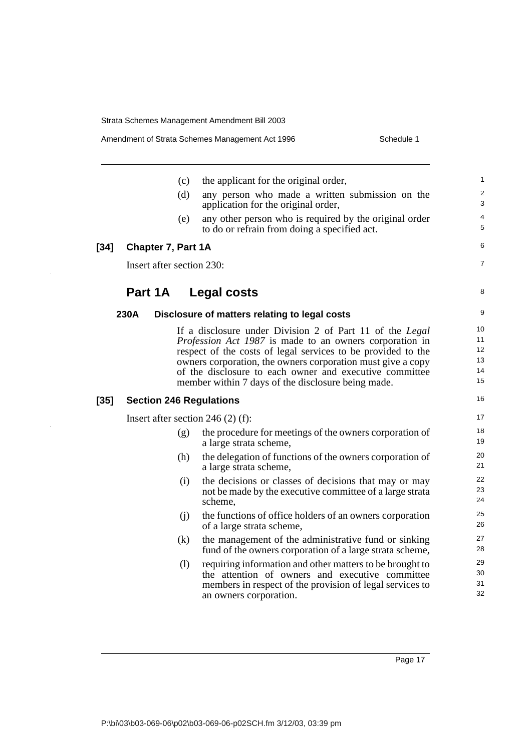(c) the applicant for the original order,

(d) any person who made a written submission on the application for the original order,

(e) any other person who is required by the original order to do or refrain from doing a specified act.

**[34] Chapter 7, Part 1A**

Insert after section 230:

## Part 1A Legal costs

### 230A Disclosure of matters relating to legal costs

If a disclosure under Division 2 of Part 11 of the *Legal Profession Act 1987* is made to an owners corporation in respect of the costs of legal services to be provided to the owners corporation, the owners corporation must give a copy of the disclosure to each owner and executive committee member within 7 days of the disclosure being made.

**[35] Section 246 Regulations**

Insert after section 246 (2) (f):

(g) the procedure for meetings of the owners corporation of a large strata scheme,

(h) the delegation of functions of the owners corporation of a large strata scheme,

(i) the decisions or classes of decisions that may or may not be made by the executive committee of a large strata scheme,

(j) the functions of office holders of an owners corporation of a large strata scheme,

(k) the management of the administrative fund or sinking fund of the owners corporation of a large strata scheme,

(l) requiring information and other matters to be brought to the attention of owners and executive committee members in respect of the provision of legal services to an owners corporation.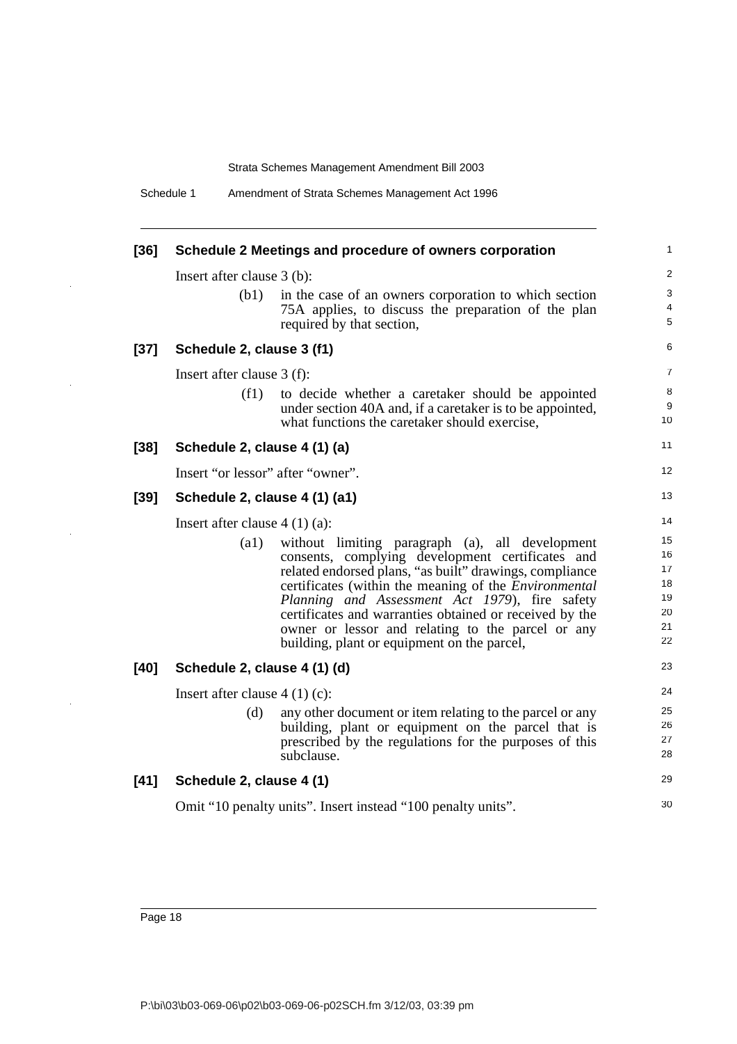**[36] Schedule 2 Meetings and procedure of owners corporation**

Insert after clause 3 (b):

(b1) in the case of an owners corporation to which section 75A applies, to discuss the preparation of the plan required by that section,

**[37] Schedule 2, clause 3 (f1)**

Insert after clause 3 (f):

(f1) to decide whether a caretaker should be appointed under section 40A and, if a caretaker is to be appointed, what functions the caretaker should exercise,

**[38] Schedule 2, clause 4 (1) (a)**

Insert "or lessor" after "owner".

**[39] Schedule 2, clause 4 (1) (a1)**

Insert after clause 4 (1) (a):

(a1) without limiting paragraph (a), all development consents, complying development certificates and related endorsed plans, "as built" drawings, compliance certificates (within the meaning of the *Environmental Planning and Assessment Act 1979*), fire safety certificates and warranties obtained or received by the owner or lessor and relating to the parcel or any building, plant or equipment on the parcel,

**[40] Schedule 2, clause 4 (1) (d)**

Insert after clause 4 (1) (c):

(d) any other document or item relating to the parcel or any building, plant or equipment on the parcel that is prescribed by the regulations for the purposes of this subclause.

**[41] Schedule 2, clause 4 (1)**

Omit "10 penalty units". Insert instead "100 penalty units".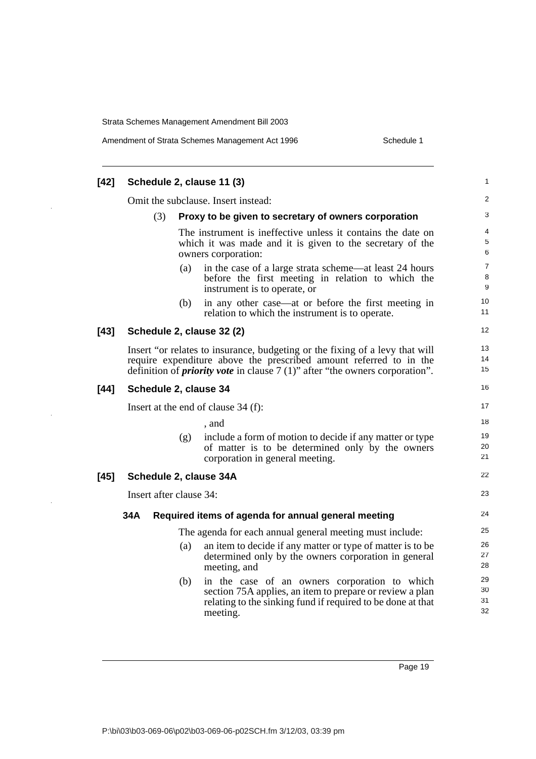### [42] Schedule 2, clause 11 (3)

Omit the subclause. Insert instead:

(3) **Proxy to be given to secretary of owners corporation**

The instrument is ineffective unless it contains the date on which it was made and it is given to the secretary of the owners corporation:

(a) in the case of a large strata scheme—at least 24 hours before the first meeting in relation to which the instrument is to operate, or

(b) in any other case—at or before the first meeting in relation to which the instrument is to operate.

### [43] Schedule 2, clause 32 (2)

Insert "or relates to insurance, budgeting or the fixing of a levy that will require expenditure above the prescribed amount referred to in the definition of ***priority vote*** in clause 7 (1)" after "the owners corporation".

### [44] Schedule 2, clause 34

Insert at the end of clause 34 (f):

, and

(g) include a form of motion to decide if any matter or type of matter is to be determined only by the owners corporation in general meeting.

### [45] Schedule 2, clause 34A

Insert after clause 34:

**34A Required items of agenda for annual general meeting**

The agenda for each annual general meeting must include:

(a) an item to decide if any matter or type of matter is to be determined only by the owners corporation in general meeting, and

(b) in the case of an owners corporation to which section 75A applies, an item to prepare or review a plan relating to the sinking fund if required to be done at that meeting.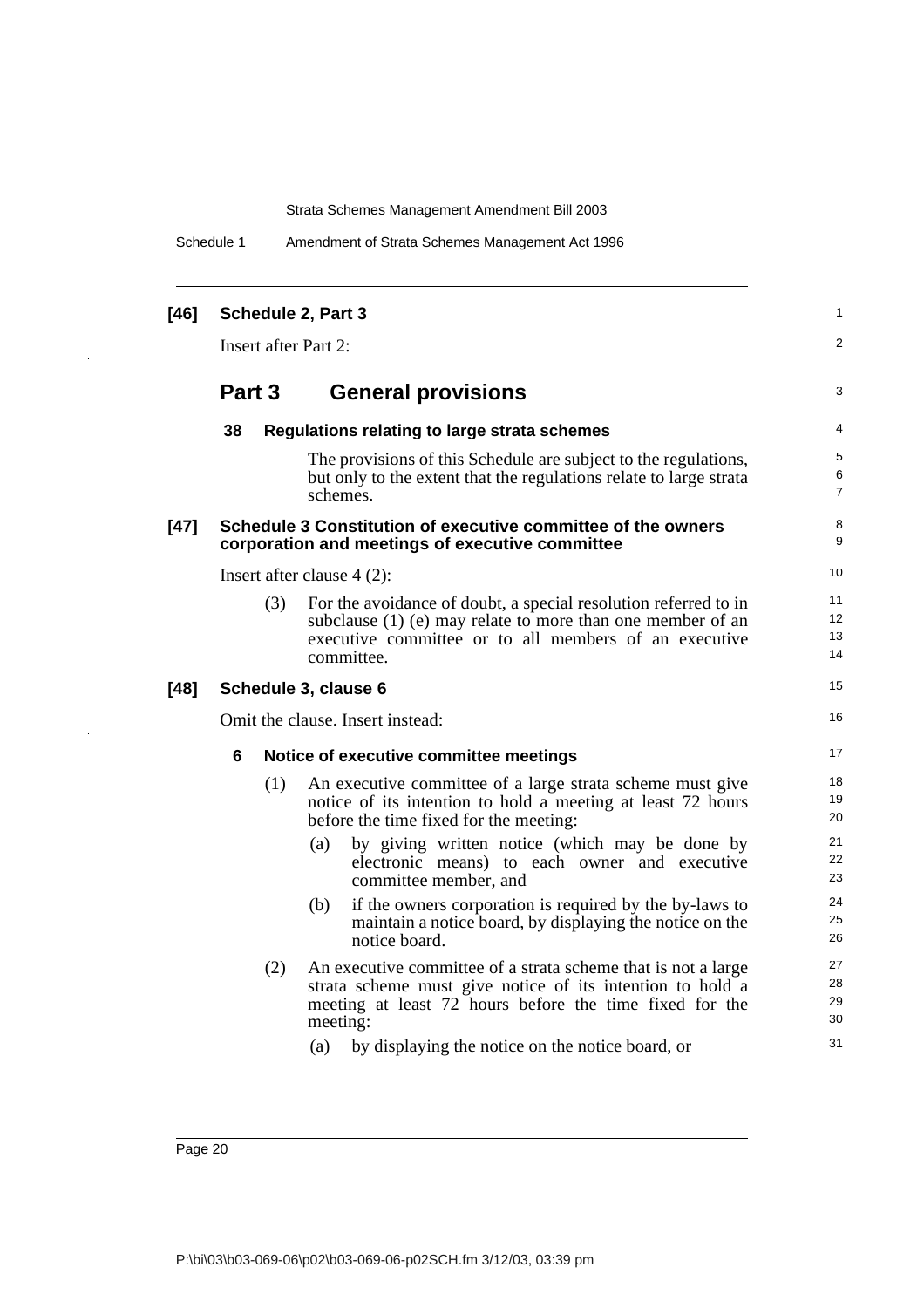**[46] Schedule 2, Part 3**

Insert after Part 2:

## Part 3 General provisions

**38 Regulations relating to large strata schemes**

The provisions of this Schedule are subject to the regulations, but only to the extent that the regulations relate to large strata schemes.

**[47] Schedule 3 Constitution of executive committee of the owners corporation and meetings of executive committee**

Insert after clause 4 (2):

(3) For the avoidance of doubt, a special resolution referred to in subclause (1) (e) may relate to more than one member of an executive committee or to all members of an executive committee.

**[48] Schedule 3, clause 6**

Omit the clause. Insert instead:

**6 Notice of executive committee meetings**

(1) An executive committee of a large strata scheme must give notice of its intention to hold a meeting at least 72 hours before the time fixed for the meeting:

(a) by giving written notice (which may be done by electronic means) to each owner and executive committee member, and

(b) if the owners corporation is required by the by-laws to maintain a notice board, by displaying the notice on the notice board.

(2) An executive committee of a strata scheme that is not a large strata scheme must give notice of its intention to hold a meeting at least 72 hours before the time fixed for the meeting:

(a) by displaying the notice on the notice board, or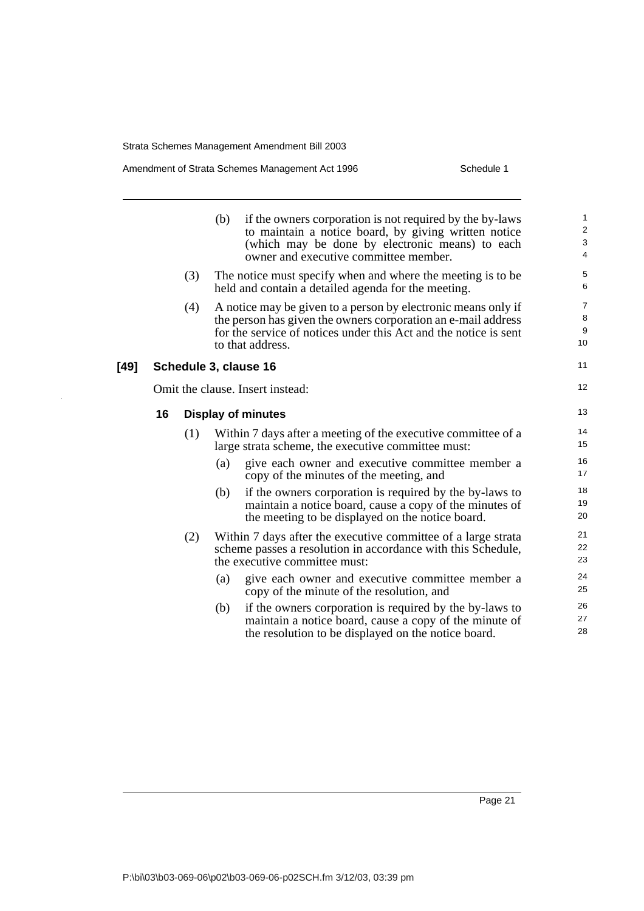(b) if the owners corporation is not required by the by-laws to maintain a notice board, by giving written notice (which may be done by electronic means) to each owner and executive committee member.

(3) The notice must specify when and where the meeting is to be held and contain a detailed agenda for the meeting.

(4) A notice may be given to a person by electronic means only if the person has given the owners corporation an e-mail address for the service of notices under this Act and the notice is sent to that address.

**[49] Schedule 3, clause 16**

Omit the clause. Insert instead:

**16 Display of minutes**

(1) Within 7 days after a meeting of the executive committee of a large strata scheme, the executive committee must:

(a) give each owner and executive committee member a copy of the minutes of the meeting, and

(b) if the owners corporation is required by the by-laws to maintain a notice board, cause a copy of the minutes of the meeting to be displayed on the notice board.

(2) Within 7 days after the executive committee of a large strata scheme passes a resolution in accordance with this Schedule, the executive committee must:

(a) give each owner and executive committee member a copy of the minute of the resolution, and

(b) if the owners corporation is required by the by-laws to maintain a notice board, cause a copy of the minute of the resolution to be displayed on the notice board.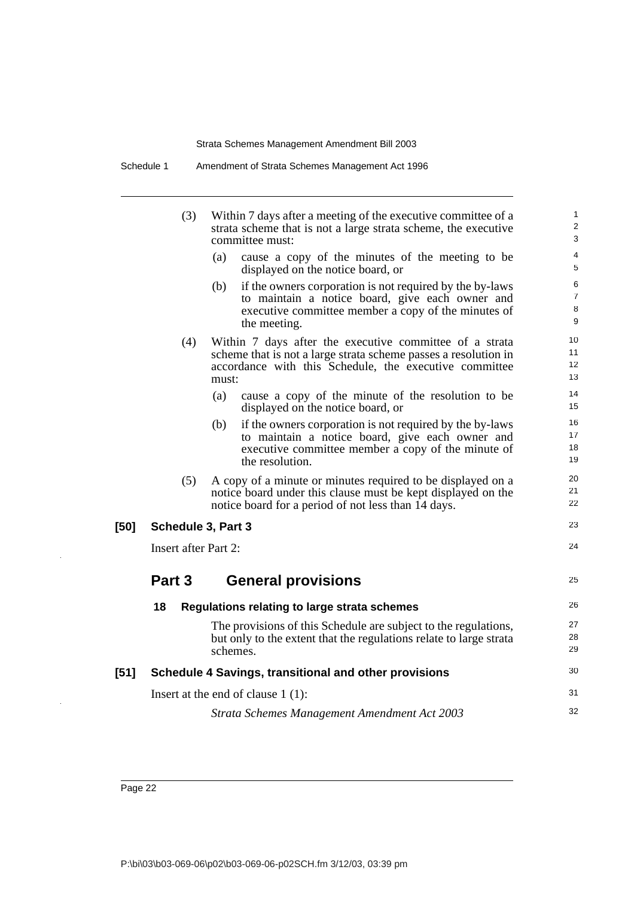(3) Within 7 days after a meeting of the executive committee of a strata scheme that is not a large strata scheme, the executive committee must:

(a) cause a copy of the minutes of the meeting to be displayed on the notice board, or

(b) if the owners corporation is not required by the by-laws to maintain a notice board, give each owner and executive committee member a copy of the minutes of the meeting.

(4) Within 7 days after the executive committee of a strata scheme that is not a large strata scheme passes a resolution in accordance with this Schedule, the executive committee must:

(a) cause a copy of the minute of the resolution to be displayed on the notice board, or

(b) if the owners corporation is not required by the by-laws to maintain a notice board, give each owner and executive committee member a copy of the minute of the resolution.

(5) A copy of a minute or minutes required to be displayed on a notice board under this clause must be kept displayed on the notice board for a period of not less than 14 days.

**[50] Schedule 3, Part 3**

Insert after Part 2:

## Part 3 General provisions

### 18 Regulations relating to large strata schemes

The provisions of this Schedule are subject to the regulations, but only to the extent that the regulations relate to large strata schemes.

**[51] Schedule 4 Savings, transitional and other provisions**

Insert at the end of clause 1 (1):

*Strata Schemes Management Amendment Act 2003*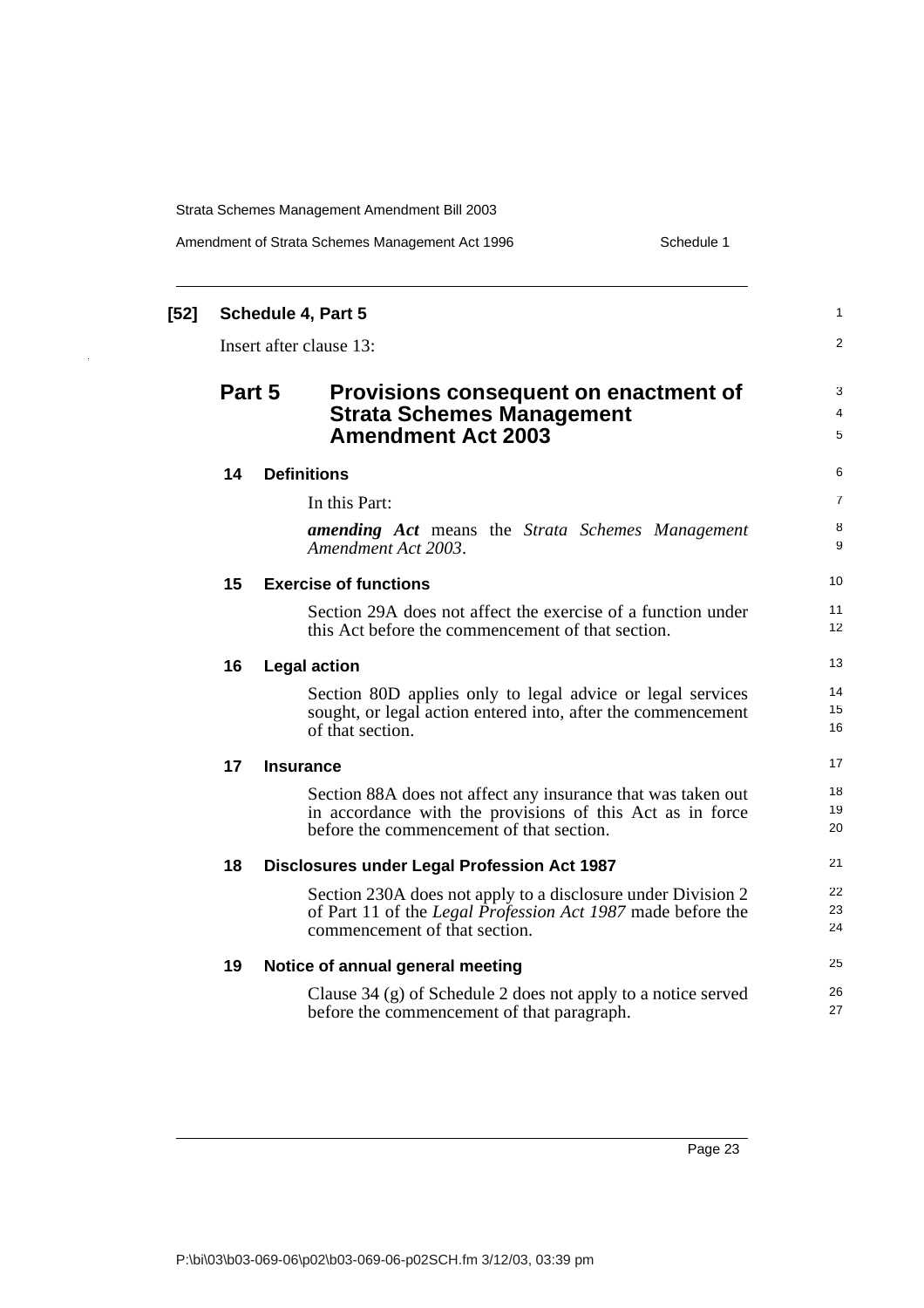**[52] Schedule 4, Part 5**

Insert after clause 13:

## Part 5 Provisions consequent on enactment of Strata Schemes Management Amendment Act 2003

### 14 Definitions

In this Part:

***amending Act*** means the *Strata Schemes Management Amendment Act 2003*.

### 15 Exercise of functions

Section 29A does not affect the exercise of a function under this Act before the commencement of that section.

### 16 Legal action

Section 80D applies only to legal advice or legal services sought, or legal action entered into, after the commencement of that section.

### 17 Insurance

Section 88A does not affect any insurance that was taken out in accordance with the provisions of this Act as in force before the commencement of that section.

### 18 Disclosures under Legal Profession Act 1987

Section 230A does not apply to a disclosure under Division 2 of Part 11 of the *Legal Profession Act 1987* made before the commencement of that section.

### 19 Notice of annual general meeting

Clause 34 (g) of Schedule 2 does not apply to a notice served before the commencement of that paragraph.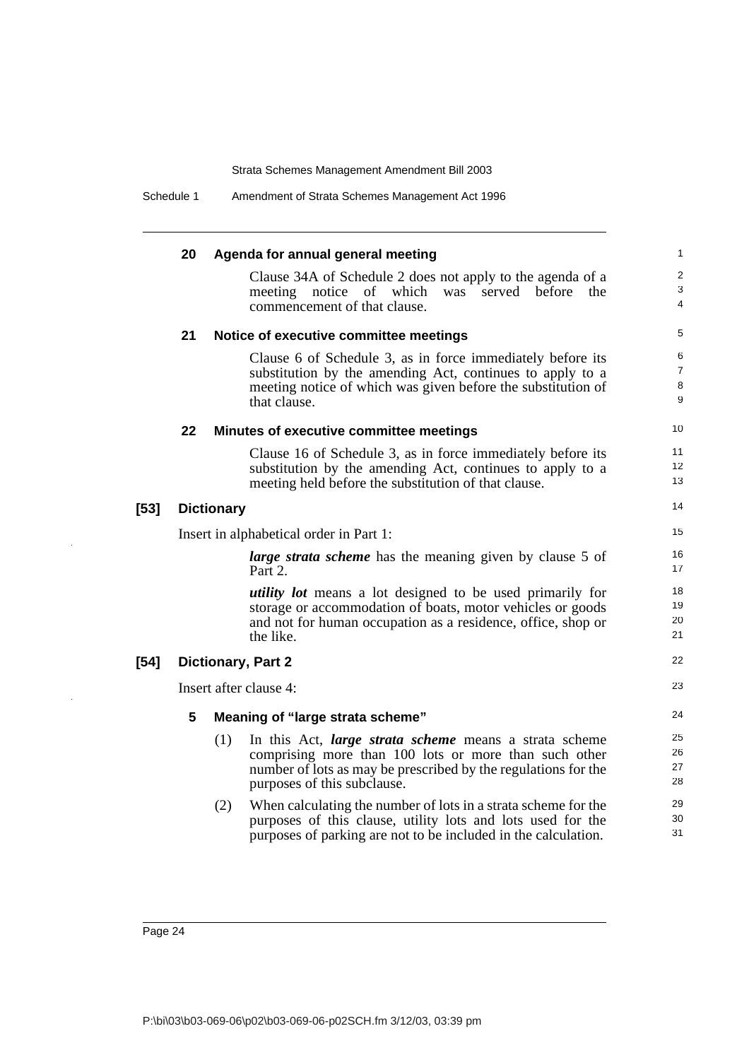#### 20 Agenda for annual general meeting

Clause 34A of Schedule 2 does not apply to the agenda of a meeting notice of which was served before the commencement of that clause.

#### 21 Notice of executive committee meetings

Clause 6 of Schedule 3, as in force immediately before its substitution by the amending Act, continues to apply to a meeting notice of which was given before the substitution of that clause.

#### 22 Minutes of executive committee meetings

Clause 16 of Schedule 3, as in force immediately before its substitution by the amending Act, continues to apply to a meeting held before the substitution of that clause.

### [53] Dictionary

Insert in alphabetical order in Part 1:

***large strata scheme*** has the meaning given by clause 5 of Part 2.

***utility lot*** means a lot designed to be used primarily for storage or accommodation of boats, motor vehicles or goods and not for human occupation as a residence, office, shop or the like.

### [54] Dictionary, Part 2

Insert after clause 4:

#### 5 Meaning of "large strata scheme"

(1) In this Act, ***large strata scheme*** means a strata scheme comprising more than 100 lots or more than such other number of lots as may be prescribed by the regulations for the purposes of this subclause.

(2) When calculating the number of lots in a strata scheme for the purposes of this clause, utility lots and lots used for the purposes of parking are not to be included in the calculation.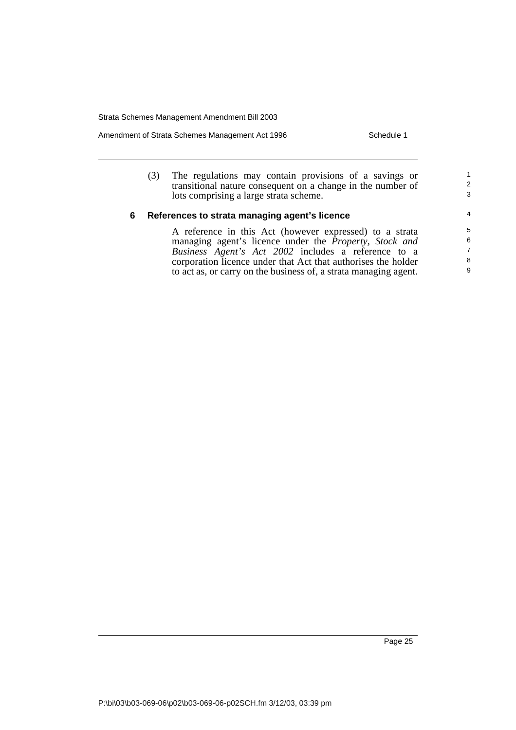(3) The regulations may contain provisions of a savings or transitional nature consequent on a change in the number of lots comprising a large strata scheme.

### 6 References to strata managing agent's licence

A reference in this Act (however expressed) to a strata managing agent's licence under the *Property, Stock and Business Agent's Act 2002* includes a reference to a corporation licence under that Act that authorises the holder to act as, or carry on the business of, a strata managing agent.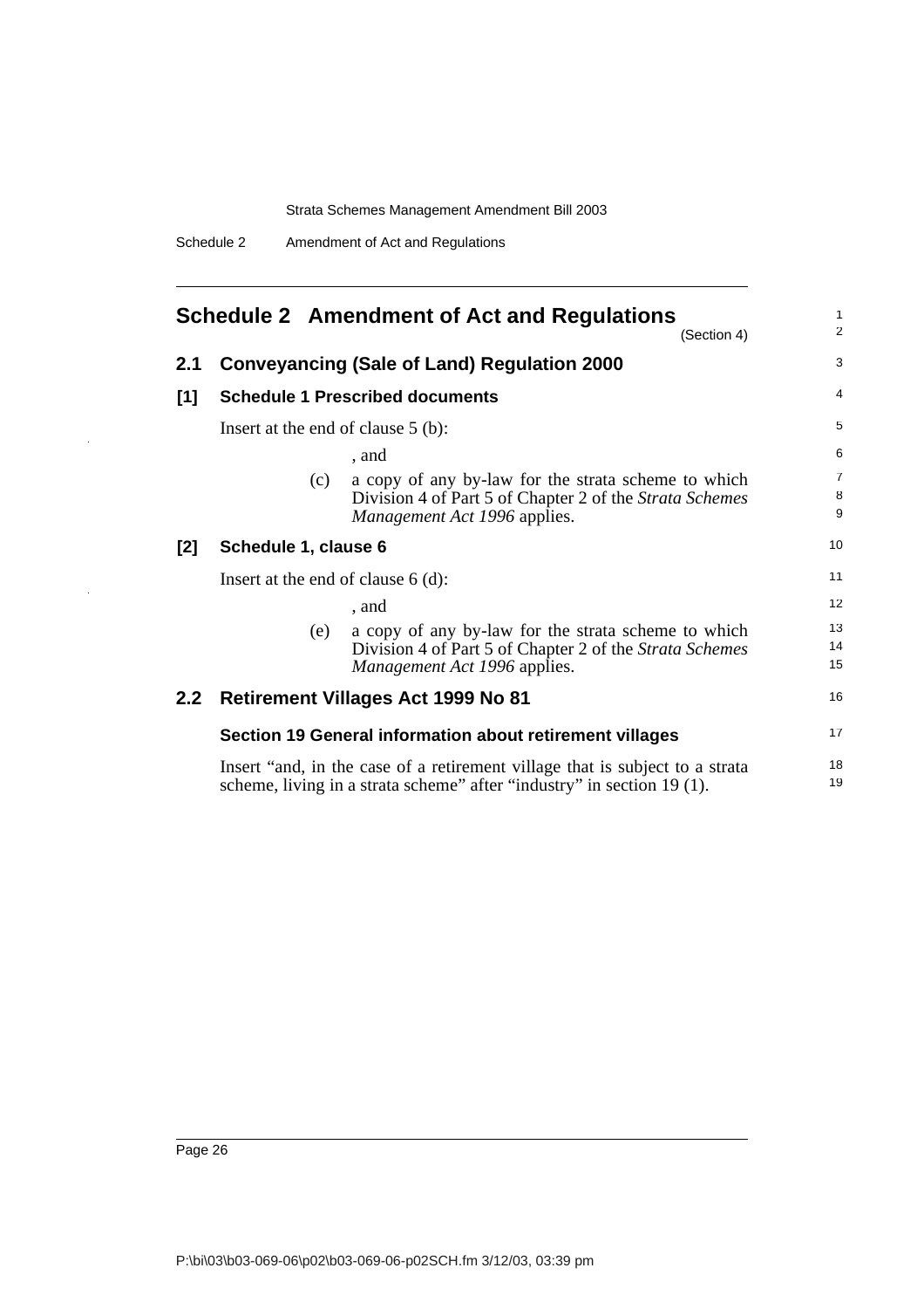## Schedule 2 Amendment of Act and Regulations

(Section 4)

### 2.1 Conveyancing (Sale of Land) Regulation 2000

**[1] Schedule 1 Prescribed documents**

Insert at the end of clause 5 (b):

, and

(c) a copy of any by-law for the strata scheme to which Division 4 of Part 5 of Chapter 2 of the *Strata Schemes Management Act 1996* applies.

**[2] Schedule 1, clause 6**

Insert at the end of clause 6 (d):

, and

(e) a copy of any by-law for the strata scheme to which Division 4 of Part 5 of Chapter 2 of the *Strata Schemes Management Act 1996* applies.

### 2.2 Retirement Villages Act 1999 No 81

**Section 19 General information about retirement villages**

Insert "and, in the case of a retirement village that is subject to a strata scheme, living in a strata scheme" after "industry" in section 19 (1).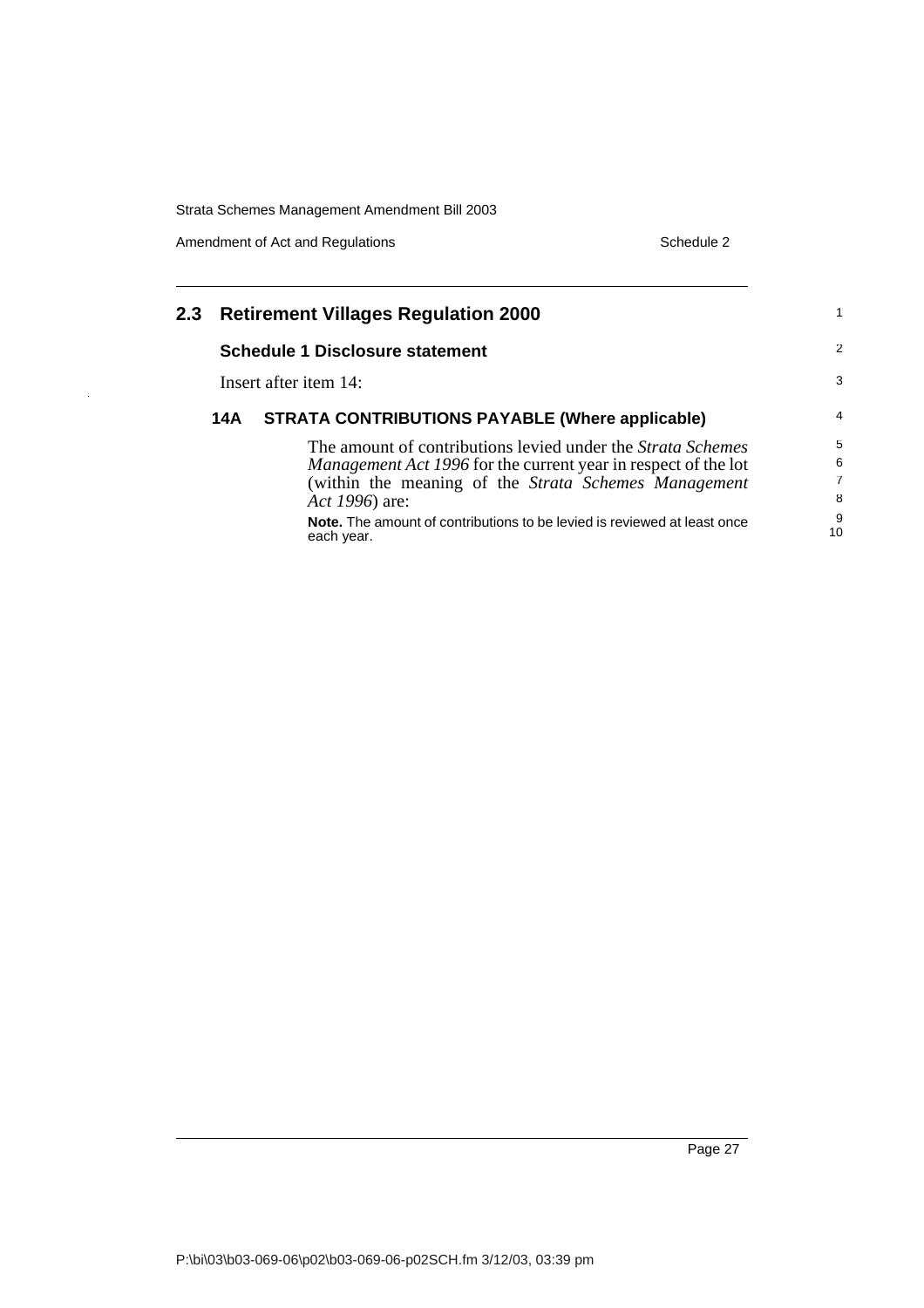## 2.3 Retirement Villages Regulation 2000

### Schedule 1 Disclosure statement

Insert after item 14:

### 14A STRATA CONTRIBUTIONS PAYABLE (Where applicable)

The amount of contributions levied under the *Strata Schemes Management Act 1996* for the current year in respect of the lot (within the meaning of the *Strata Schemes Management Act 1996*) are:

**Note.** The amount of contributions to be levied is reviewed at least once each year.